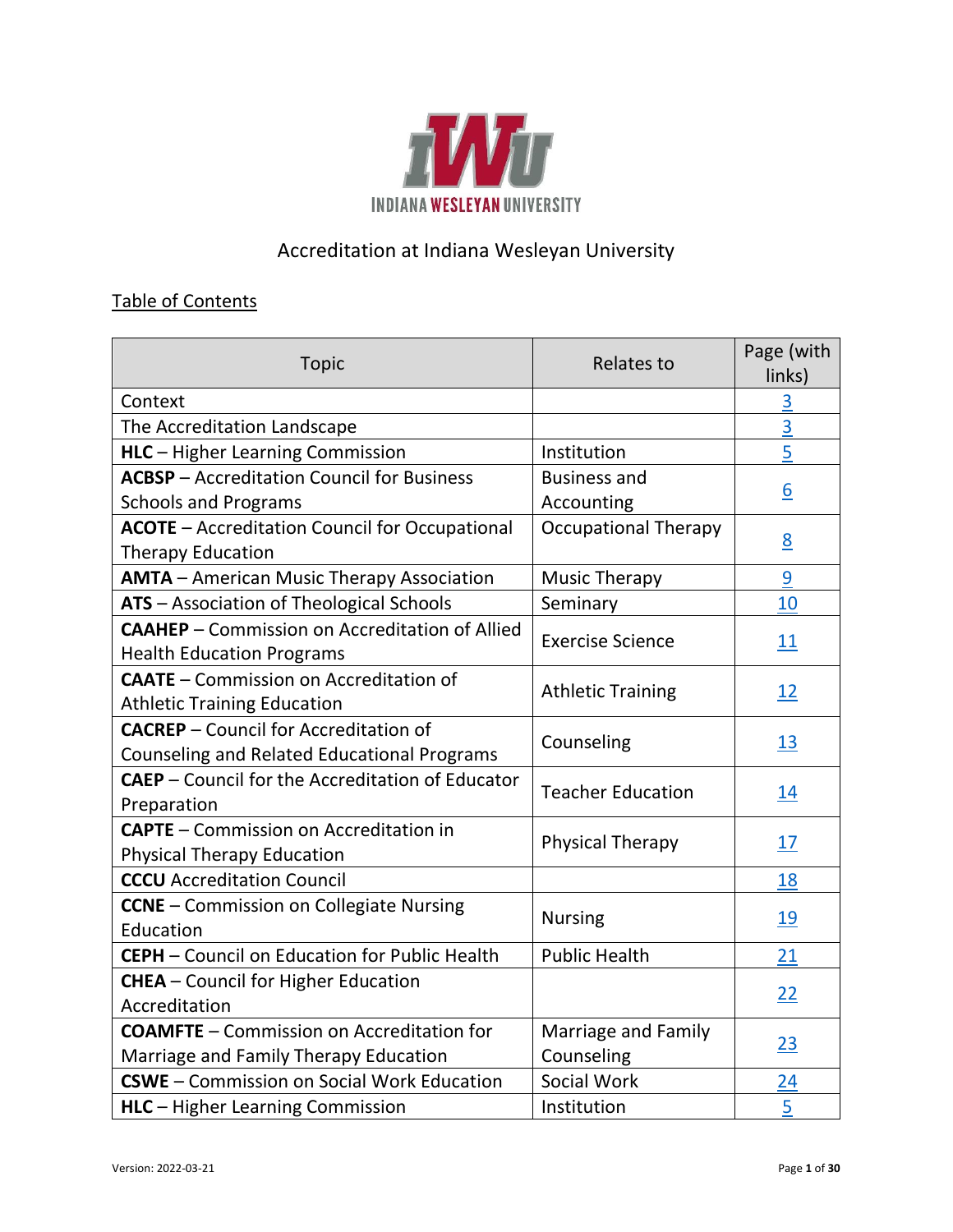# Accreditation at Indiana Wesleyan University

Table of Contents

| Topic | Relates to | Page (with links) |
|---|---|---|
| Context | | 3 |
| The Accreditation Landscape | | 3 |
| **HLC** – Higher Learning Commission | Institution | 5 |
| **ACBSP** – Accreditation Council for Business Schools and Programs | Business and Accounting | 6 |
| **ACOTE** – Accreditation Council for Occupational Therapy Education | Occupational Therapy | 8 |
| **AMTA** – American Music Therapy Association | Music Therapy | 9 |
| **ATS** – Association of Theological Schools | Seminary | 10 |
| **CAAHEP** – Commission on Accreditation of Allied Health Education Programs | Exercise Science | 11 |
| **CAATE** – Commission on Accreditation of Athletic Training Education | Athletic Training | 12 |
| **CACREP** – Council for Accreditation of Counseling and Related Educational Programs | Counseling | 13 |
| **CAEP** – Council for the Accreditation of Educator Preparation | Teacher Education | 14 |
| **CAPTE** – Commission on Accreditation in Physical Therapy Education | Physical Therapy | 17 |
| **CCCU** Accreditation Council | | 18 |
| **CCNE** – Commission on Collegiate Nursing Education | Nursing | 19 |
| **CEPH** – Council on Education for Public Health | Public Health | 21 |
| **CHEA** – Council for Higher Education Accreditation | | 22 |
| **COAMFTE** – Commission on Accreditation for Marriage and Family Therapy Education | Marriage and Family Counseling | 23 |
| **CSWE** – Commission on Social Work Education | Social Work | 24 |
| **HLC** – Higher Learning Commission | Institution | 5 |

Version: 2022-03-21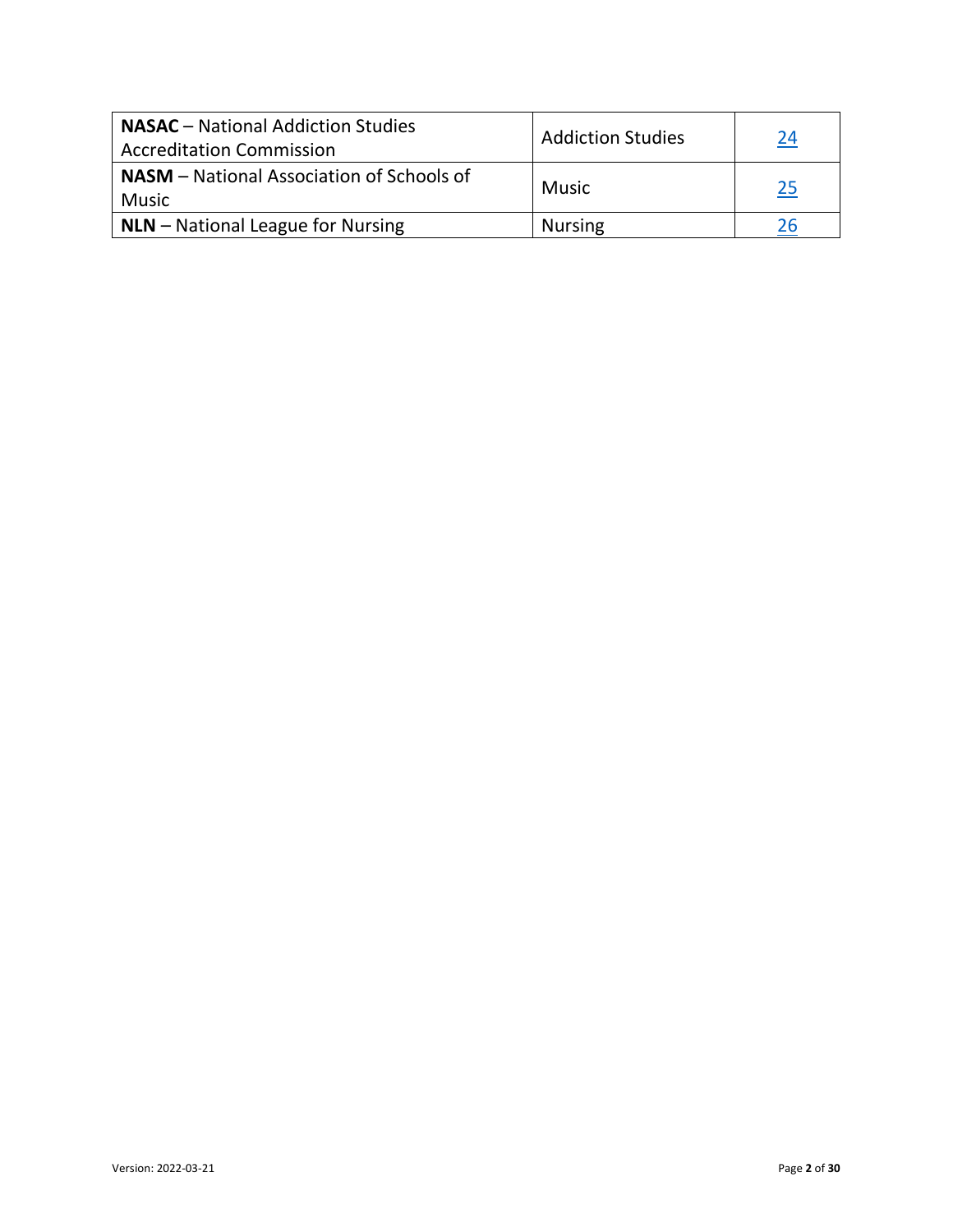| | | |
|---|---|---|
| **NASAC** – National Addiction Studies Accreditation Commission | Addiction Studies | 24 |
| **NASM** – National Association of Schools of Music | Music | 25 |
| **NLN** – National League for Nursing | Nursing | 26 |

Version: 2022-03-21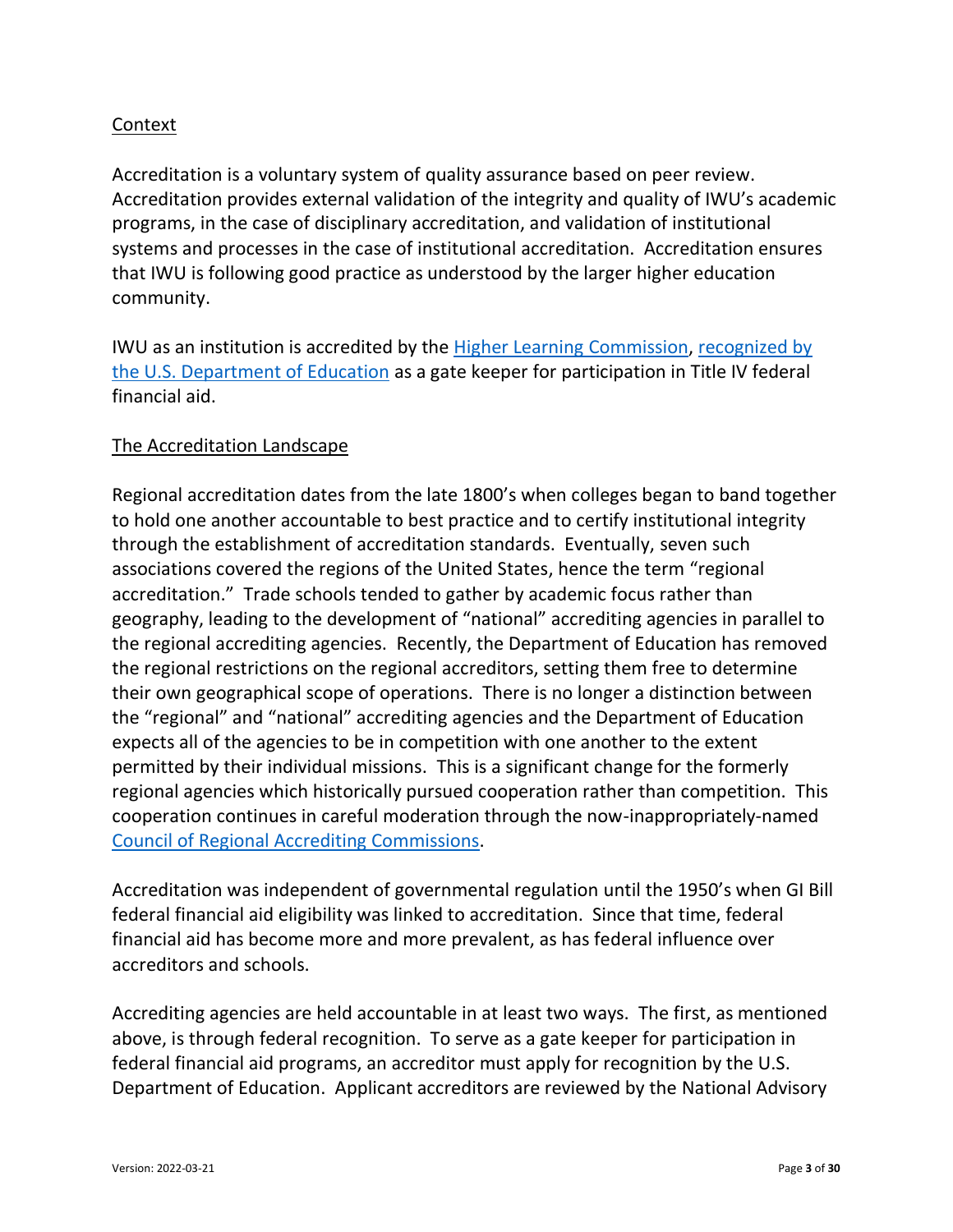## Context

Accreditation is a voluntary system of quality assurance based on peer review. Accreditation provides external validation of the integrity and quality of IWU's academic programs, in the case of disciplinary accreditation, and validation of institutional systems and processes in the case of institutional accreditation. Accreditation ensures that IWU is following good practice as understood by the larger higher education community.

IWU as an institution is accredited by the Higher Learning Commission, recognized by the U.S. Department of Education as a gate keeper for participation in Title IV federal financial aid.

## The Accreditation Landscape

Regional accreditation dates from the late 1800's when colleges began to band together to hold one another accountable to best practice and to certify institutional integrity through the establishment of accreditation standards. Eventually, seven such associations covered the regions of the United States, hence the term "regional accreditation." Trade schools tended to gather by academic focus rather than geography, leading to the development of "national" accrediting agencies in parallel to the regional accrediting agencies. Recently, the Department of Education has removed the regional restrictions on the regional accreditors, setting them free to determine their own geographical scope of operations. There is no longer a distinction between the "regional" and "national" accrediting agencies and the Department of Education expects all of the agencies to be in competition with one another to the extent permitted by their individual missions. This is a significant change for the formerly regional agencies which historically pursued cooperation rather than competition. This cooperation continues in careful moderation through the now-inappropriately-named Council of Regional Accrediting Commissions.

Accreditation was independent of governmental regulation until the 1950's when GI Bill federal financial aid eligibility was linked to accreditation. Since that time, federal financial aid has become more and more prevalent, as has federal influence over accreditors and schools.

Accrediting agencies are held accountable in at least two ways. The first, as mentioned above, is through federal recognition. To serve as a gate keeper for participation in federal financial aid programs, an accreditor must apply for recognition by the U.S. Department of Education. Applicant accreditors are reviewed by the National Advisory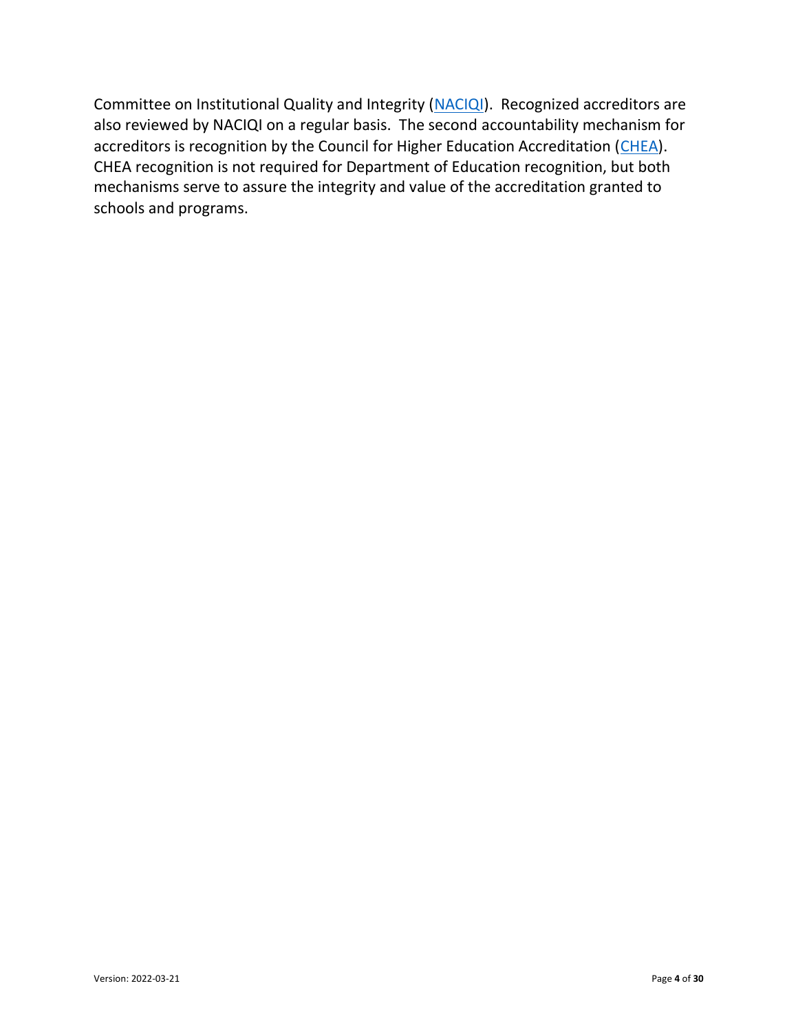Committee on Institutional Quality and Integrity (NACIQI). Recognized accreditors are also reviewed by NACIQI on a regular basis. The second accountability mechanism for accreditors is recognition by the Council for Higher Education Accreditation (CHEA). CHEA recognition is not required for Department of Education recognition, but both mechanisms serve to assure the integrity and value of the accreditation granted to schools and programs.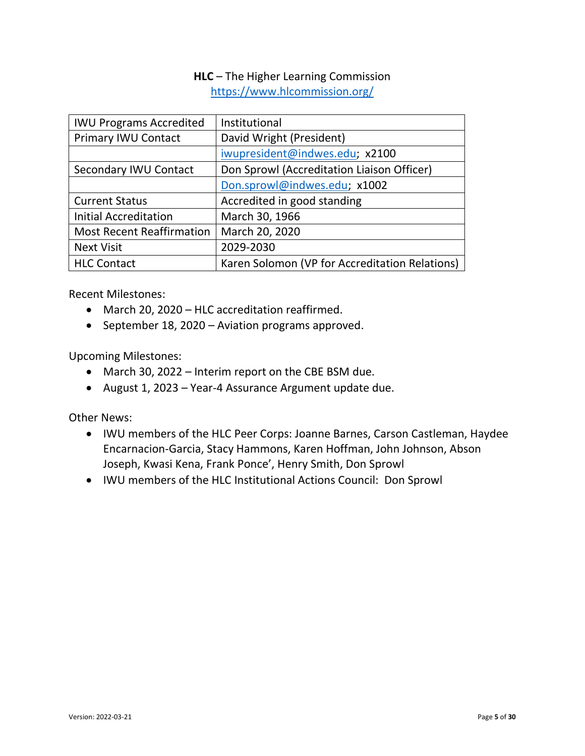**HLC** – The Higher Learning Commission
https://www.hlcommission.org/

| IWU Programs Accredited | Institutional |
|---|---|
| Primary IWU Contact | David Wright (President) |
| | iwupresident@indwes.edu; x2100 |
| Secondary IWU Contact | Don Sprowl (Accreditation Liaison Officer) |
| | Don.sprowl@indwes.edu; x1002 |
| Current Status | Accredited in good standing |
| Initial Accreditation | March 30, 1966 |
| Most Recent Reaffirmation | March 20, 2020 |
| Next Visit | 2029-2030 |
| HLC Contact | Karen Solomon (VP for Accreditation Relations) |

Recent Milestones:

- March 20, 2020 – HLC accreditation reaffirmed.
- September 18, 2020 – Aviation programs approved.

Upcoming Milestones:

- March 30, 2022 – Interim report on the CBE BSM due.
- August 1, 2023 – Year-4 Assurance Argument update due.

Other News:

- IWU members of the HLC Peer Corps: Joanne Barnes, Carson Castleman, Haydee Encarnacion-Garcia, Stacy Hammons, Karen Hoffman, John Johnson, Abson Joseph, Kwasi Kena, Frank Ponce', Henry Smith, Don Sprowl
- IWU members of the HLC Institutional Actions Council: Don Sprowl

Version: 2022-03-21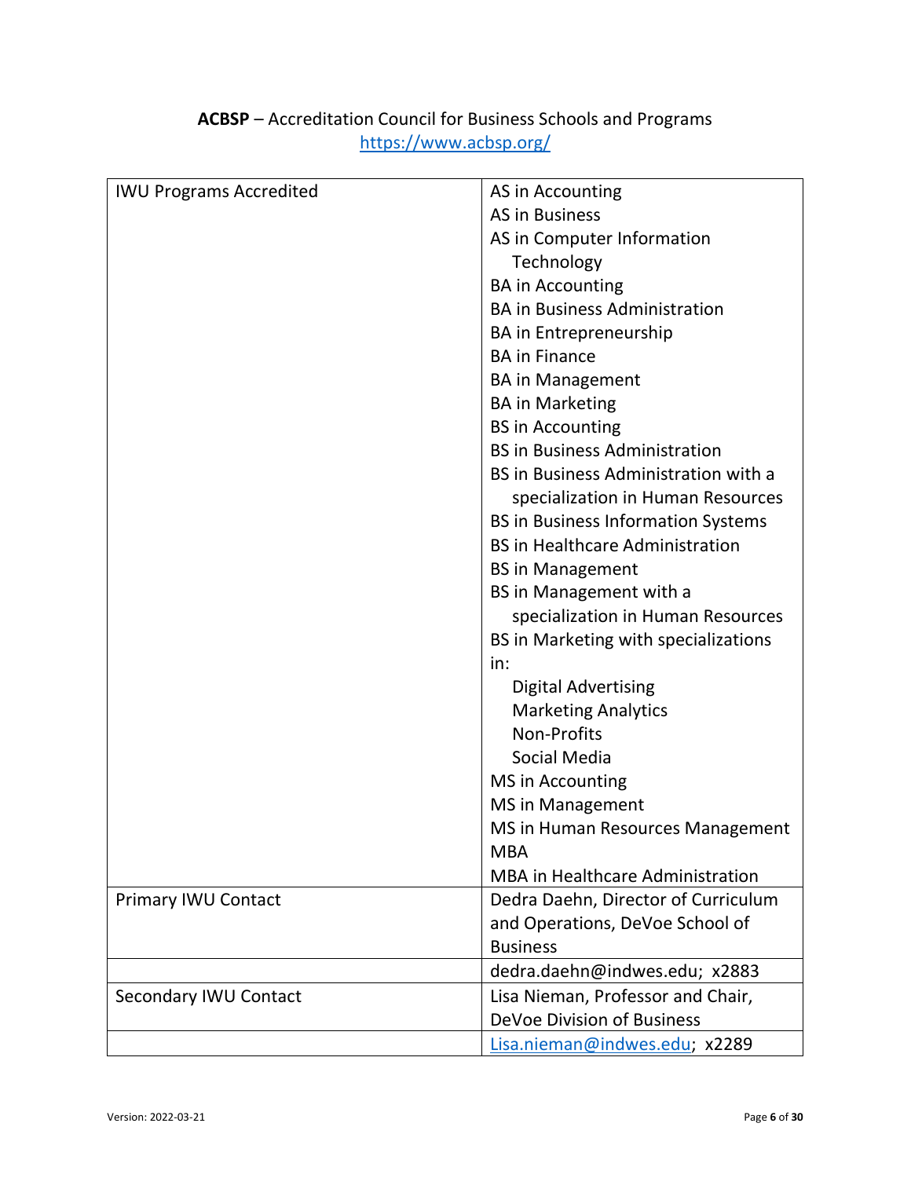**ACBSP** – Accreditation Council for Business Schools and Programs
https://www.acbsp.org/

| IWU Programs Accredited | AS in Accounting<br>AS in Business<br>AS in Computer Information Technology<br>BA in Accounting<br>BA in Business Administration<br>BA in Entrepreneurship<br>BA in Finance<br>BA in Management<br>BA in Marketing<br>BS in Accounting<br>BS in Business Administration<br>BS in Business Administration with a specialization in Human Resources<br>BS in Business Information Systems<br>BS in Healthcare Administration<br>BS in Management<br>BS in Management with a specialization in Human Resources<br>BS in Marketing with specializations in:<br>Digital Advertising<br>Marketing Analytics<br>Non-Profits<br>Social Media<br>MS in Accounting<br>MS in Management<br>MS in Human Resources Management<br>MBA<br>MBA in Healthcare Administration |
|---|---|
| Primary IWU Contact | Dedra Daehn, Director of Curriculum and Operations, DeVoe School of Business |
| | dedra.daehn@indwes.edu; x2883 |
| Secondary IWU Contact | Lisa Nieman, Professor and Chair, DeVoe Division of Business |
| | Lisa.nieman@indwes.edu; x2289 |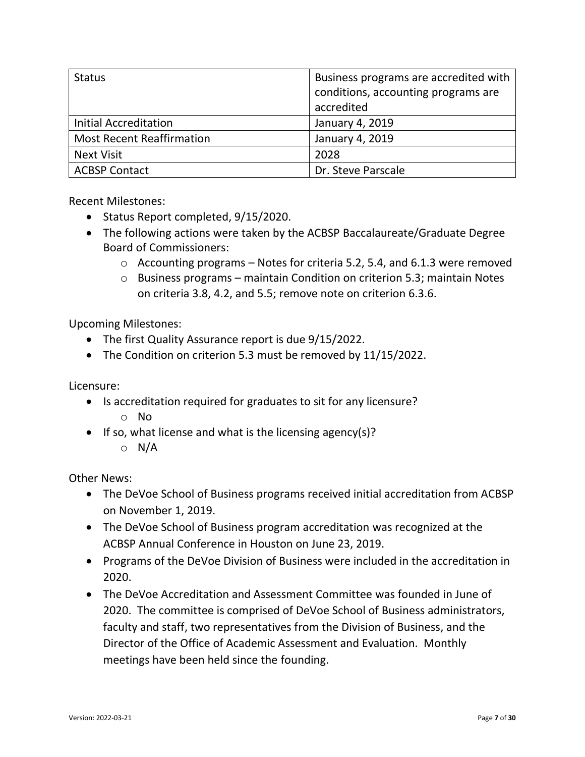| Status | Business programs are accredited with conditions, accounting programs are accredited |
|---|---|
| Initial Accreditation | January 4, 2019 |
| Most Recent Reaffirmation | January 4, 2019 |
| Next Visit | 2028 |
| ACBSP Contact | Dr. Steve Parscale |

Recent Milestones:

- Status Report completed, 9/15/2020.
- The following actions were taken by the ACBSP Baccalaureate/Graduate Degree Board of Commissioners:
  - Accounting programs – Notes for criteria 5.2, 5.4, and 6.1.3 were removed
  - Business programs – maintain Condition on criterion 5.3; maintain Notes on criteria 3.8, 4.2, and 5.5; remove note on criterion 6.3.6.

Upcoming Milestones:

- The first Quality Assurance report is due 9/15/2022.
- The Condition on criterion 5.3 must be removed by 11/15/2022.

Licensure:

- Is accreditation required for graduates to sit for any licensure?
  - No
- If so, what license and what is the licensing agency(s)?
  - N/A

Other News:

- The DeVoe School of Business programs received initial accreditation from ACBSP on November 1, 2019.
- The DeVoe School of Business program accreditation was recognized at the ACBSP Annual Conference in Houston on June 23, 2019.
- Programs of the DeVoe Division of Business were included in the accreditation in 2020.
- The DeVoe Accreditation and Assessment Committee was founded in June of 2020. The committee is comprised of DeVoe School of Business administrators, faculty and staff, two representatives from the Division of Business, and the Director of the Office of Academic Assessment and Evaluation. Monthly meetings have been held since the founding.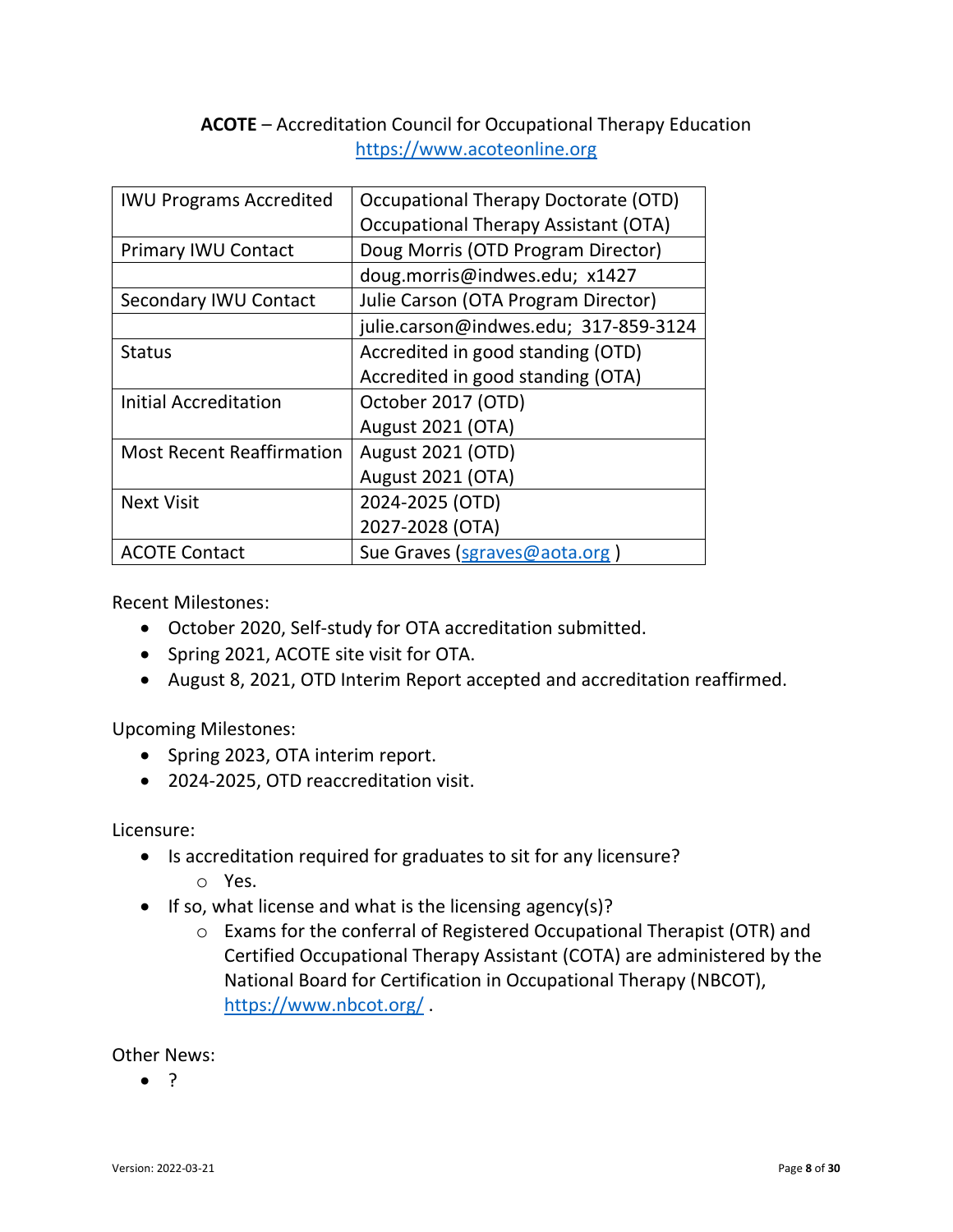**ACOTE** – Accreditation Council for Occupational Therapy Education
https://www.acoteonline.org

| IWU Programs Accredited | Occupational Therapy Doctorate (OTD)<br>Occupational Therapy Assistant (OTA) |
|---|---|
| Primary IWU Contact | Doug Morris (OTD Program Director) |
| | doug.morris@indwes.edu; x1427 |
| Secondary IWU Contact | Julie Carson (OTA Program Director) |
| | julie.carson@indwes.edu; 317-859-3124 |
| Status | Accredited in good standing (OTD)<br>Accredited in good standing (OTA) |
| Initial Accreditation | October 2017 (OTD)<br>August 2021 (OTA) |
| Most Recent Reaffirmation | August 2021 (OTD)<br>August 2021 (OTA) |
| Next Visit | 2024-2025 (OTD)<br>2027-2028 (OTA) |
| ACOTE Contact | Sue Graves (sgraves@aota.org ) |

Recent Milestones:

- October 2020, Self-study for OTA accreditation submitted.
- Spring 2021, ACOTE site visit for OTA.
- August 8, 2021, OTD Interim Report accepted and accreditation reaffirmed.

Upcoming Milestones:

- Spring 2023, OTA interim report.
- 2024-2025, OTD reaccreditation visit.

Licensure:

- Is accreditation required for graduates to sit for any licensure?
  - Yes.
- If so, what license and what is the licensing agency(s)?
  - Exams for the conferral of Registered Occupational Therapist (OTR) and Certified Occupational Therapy Assistant (COTA) are administered by the National Board for Certification in Occupational Therapy (NBCOT), https://www.nbcot.org/ .

Other News:

- ?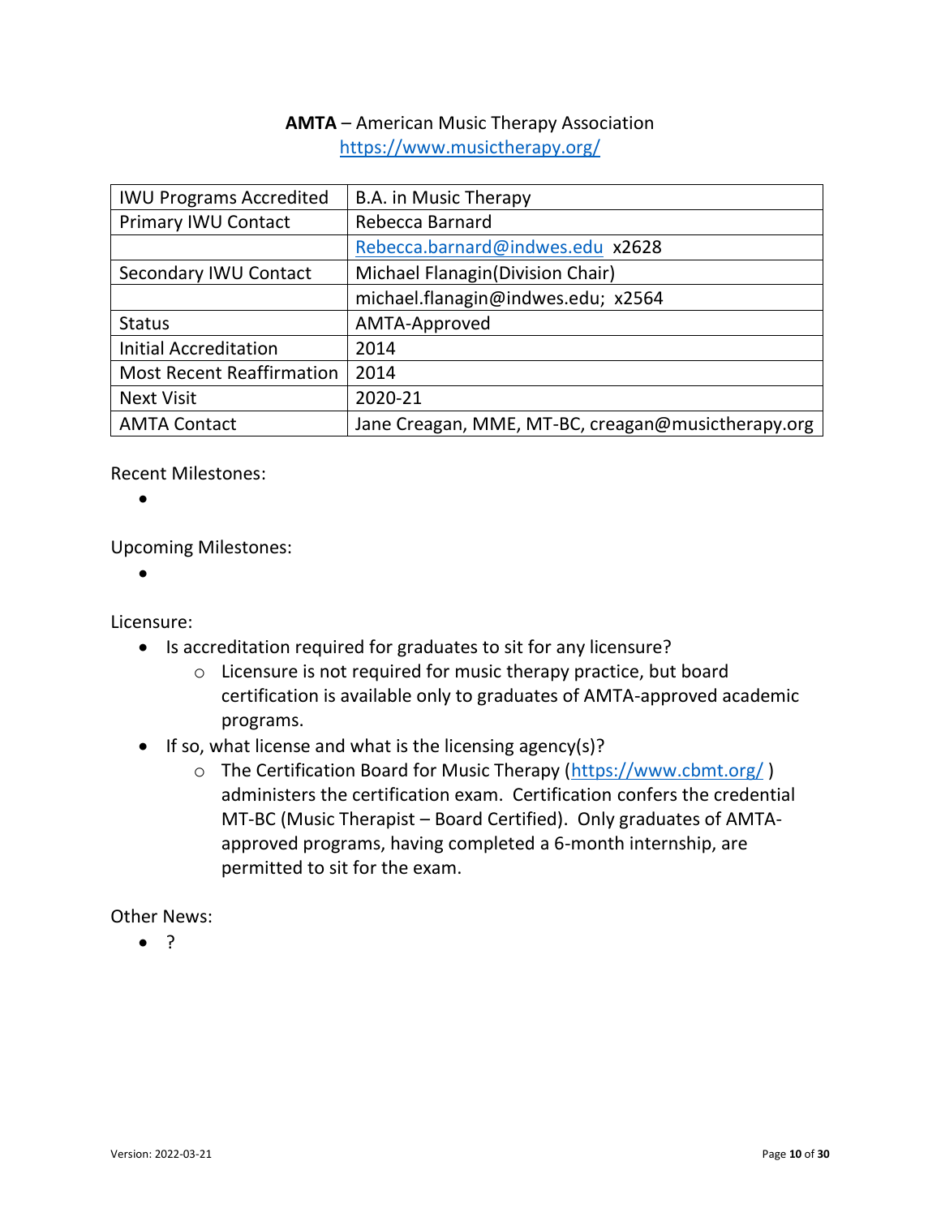**AMTA** – American Music Therapy Association
https://www.musictherapy.org/

| IWU Programs Accredited | B.A. in Music Therapy |
|---|---|
| Primary IWU Contact | Rebecca Barnard |
| | Rebecca.barnard@indwes.edu x2628 |
| Secondary IWU Contact | Michael Flanagin(Division Chair) |
| | michael.flanagin@indwes.edu; x2564 |
| Status | AMTA-Approved |
| Initial Accreditation | 2014 |
| Most Recent Reaffirmation | 2014 |
| Next Visit | 2020-21 |
| AMTA Contact | Jane Creagan, MME, MT-BC, creagan@musictherapy.org |

Recent Milestones:

- 

Upcoming Milestones:

- 

Licensure:

- Is accreditation required for graduates to sit for any licensure?
  - Licensure is not required for music therapy practice, but board certification is available only to graduates of AMTA-approved academic programs.
- If so, what license and what is the licensing agency(s)?
  - The Certification Board for Music Therapy (https://www.cbmt.org/ ) administers the certification exam. Certification confers the credential MT-BC (Music Therapist – Board Certified). Only graduates of AMTA-approved programs, having completed a 6-month internship, are permitted to sit for the exam.

Other News:

- ?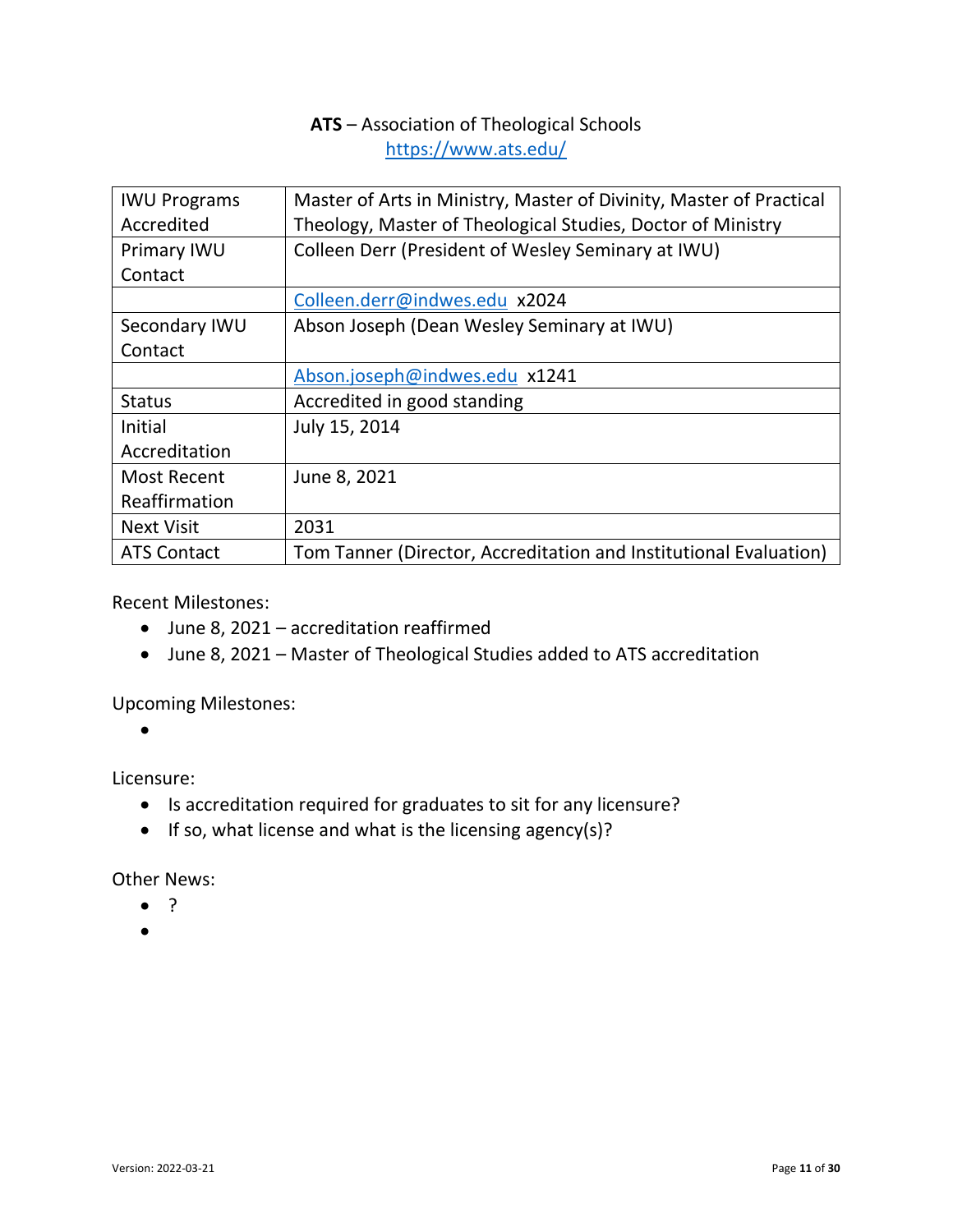**ATS** – Association of Theological Schools
https://www.ats.edu/

| IWU Programs Accredited | Master of Arts in Ministry, Master of Divinity, Master of Practical Theology, Master of Theological Studies, Doctor of Ministry |
|---|---|
| Primary IWU Contact | Colleen Derr (President of Wesley Seminary at IWU) |
| | Colleen.derr@indwes.edu x2024 |
| Secondary IWU Contact | Abson Joseph (Dean Wesley Seminary at IWU) |
| | Abson.joseph@indwes.edu x1241 |
| Status | Accredited in good standing |
| Initial Accreditation | July 15, 2014 |
| Most Recent Reaffirmation | June 8, 2021 |
| Next Visit | 2031 |
| ATS Contact | Tom Tanner (Director, Accreditation and Institutional Evaluation) |

Recent Milestones:

- June 8, 2021 – accreditation reaffirmed
- June 8, 2021 – Master of Theological Studies added to ATS accreditation

Upcoming Milestones:

-

Licensure:

- Is accreditation required for graduates to sit for any licensure?
- If so, what license and what is the licensing agency(s)?

Other News:

- ?
-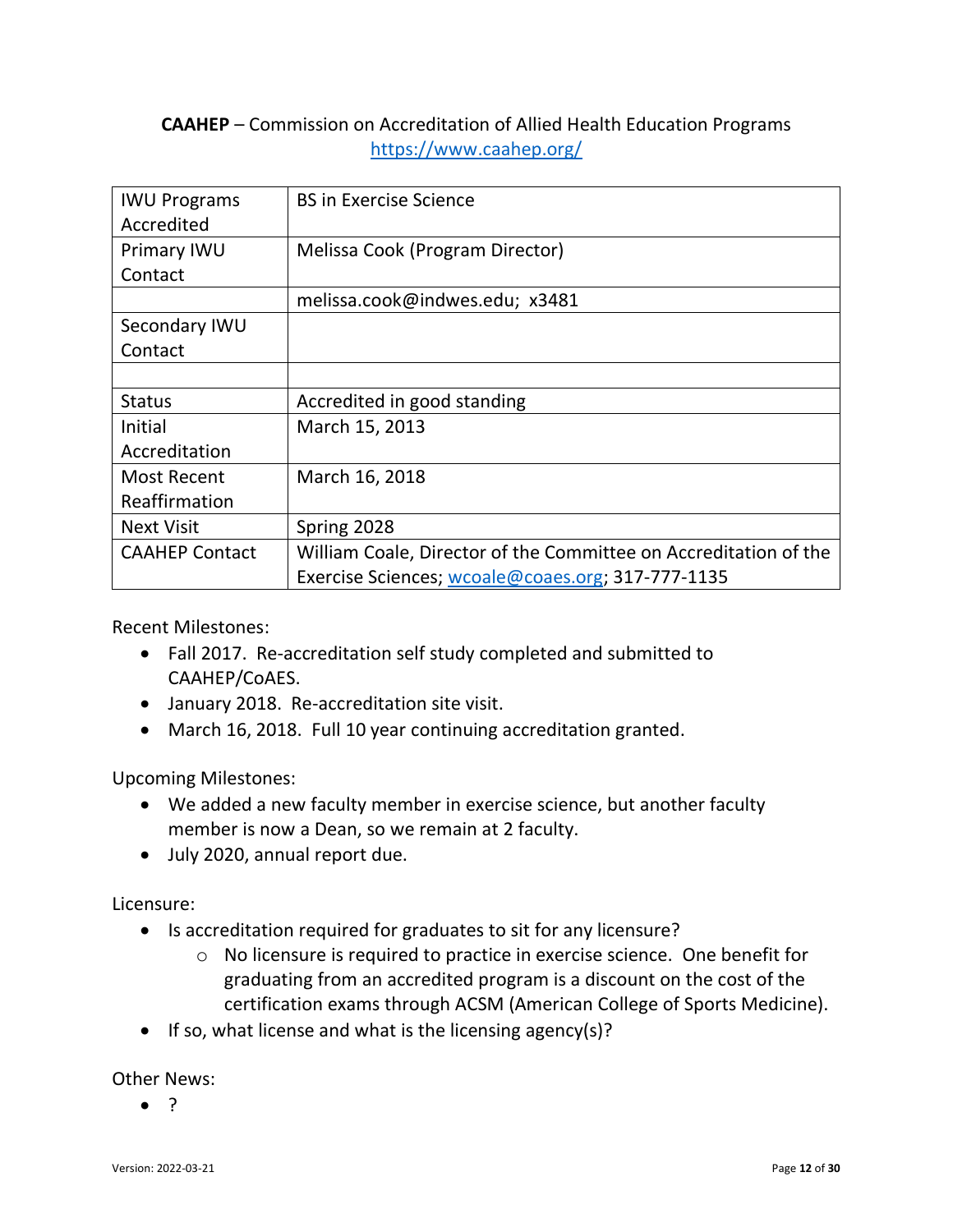**CAAHEP** – Commission on Accreditation of Allied Health Education Programs
https://www.caahep.org/

| IWU Programs Accredited | BS in Exercise Science |
|---|---|
| Primary IWU Contact | Melissa Cook (Program Director) |
| | melissa.cook@indwes.edu; x3481 |
| Secondary IWU Contact | |
| | |
| Status | Accredited in good standing |
| Initial Accreditation | March 15, 2013 |
| Most Recent Reaffirmation | March 16, 2018 |
| Next Visit | Spring 2028 |
| CAAHEP Contact | William Coale, Director of the Committee on Accreditation of the Exercise Sciences; wcoale@coaes.org; 317-777-1135 |

Recent Milestones:

- Fall 2017. Re-accreditation self study completed and submitted to CAAHEP/CoAES.
- January 2018. Re-accreditation site visit.
- March 16, 2018. Full 10 year continuing accreditation granted.

Upcoming Milestones:

- We added a new faculty member in exercise science, but another faculty member is now a Dean, so we remain at 2 faculty.
- July 2020, annual report due.

Licensure:

- Is accreditation required for graduates to sit for any licensure?
  - No licensure is required to practice in exercise science. One benefit for graduating from an accredited program is a discount on the cost of the certification exams through ACSM (American College of Sports Medicine).
- If so, what license and what is the licensing agency(s)?

Other News:

- ?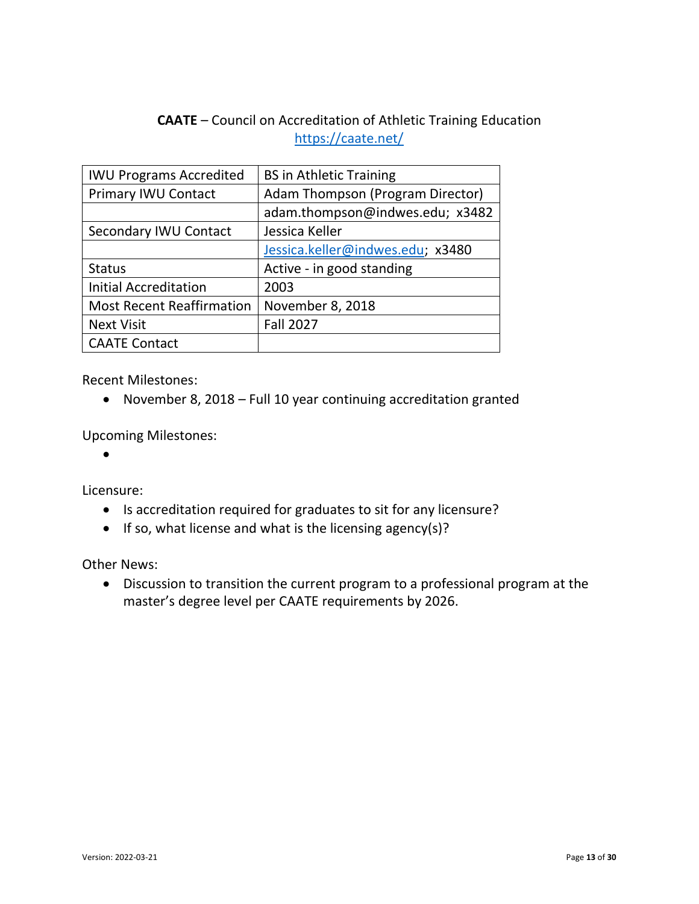**CAATE** – Council on Accreditation of Athletic Training Education
https://caate.net/

| IWU Programs Accredited | BS in Athletic Training |
|---|---|
| Primary IWU Contact | Adam Thompson (Program Director) |
| | adam.thompson@indwes.edu; x3482 |
| Secondary IWU Contact | Jessica Keller |
| | Jessica.keller@indwes.edu; x3480 |
| Status | Active - in good standing |
| Initial Accreditation | 2003 |
| Most Recent Reaffirmation | November 8, 2018 |
| Next Visit | Fall 2027 |
| CAATE Contact | |

Recent Milestones:

- November 8, 2018 – Full 10 year continuing accreditation granted

Upcoming Milestones:

-

Licensure:

- Is accreditation required for graduates to sit for any licensure?
- If so, what license and what is the licensing agency(s)?

Other News:

- Discussion to transition the current program to a professional program at the master's degree level per CAATE requirements by 2026.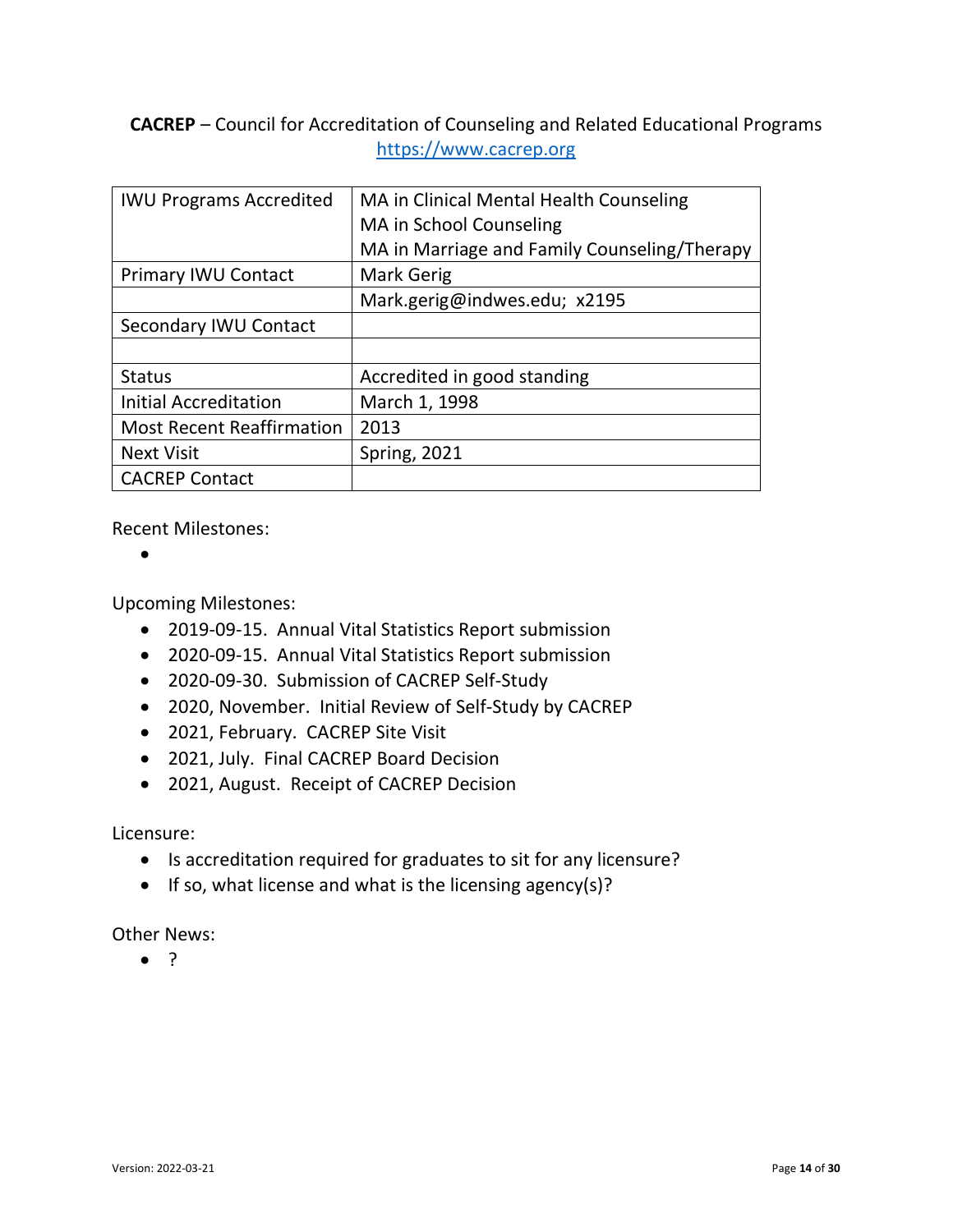**CACREP** – Council for Accreditation of Counseling and Related Educational Programs
https://www.cacrep.org

| IWU Programs Accredited | MA in Clinical Mental Health Counseling<br>MA in School Counseling<br>MA in Marriage and Family Counseling/Therapy |
|---|---|
| Primary IWU Contact | Mark Gerig |
| | Mark.gerig@indwes.edu; x2195 |
| Secondary IWU Contact | |
| | |
| Status | Accredited in good standing |
| Initial Accreditation | March 1, 1998 |
| Most Recent Reaffirmation | 2013 |
| Next Visit | Spring, 2021 |
| CACREP Contact | |

Recent Milestones:

-

Upcoming Milestones:

- 2019-09-15. Annual Vital Statistics Report submission
- 2020-09-15. Annual Vital Statistics Report submission
- 2020-09-30. Submission of CACREP Self-Study
- 2020, November. Initial Review of Self-Study by CACREP
- 2021, February. CACREP Site Visit
- 2021, July. Final CACREP Board Decision
- 2021, August. Receipt of CACREP Decision

Licensure:

- Is accreditation required for graduates to sit for any licensure?
- If so, what license and what is the licensing agency(s)?

Other News:

- ?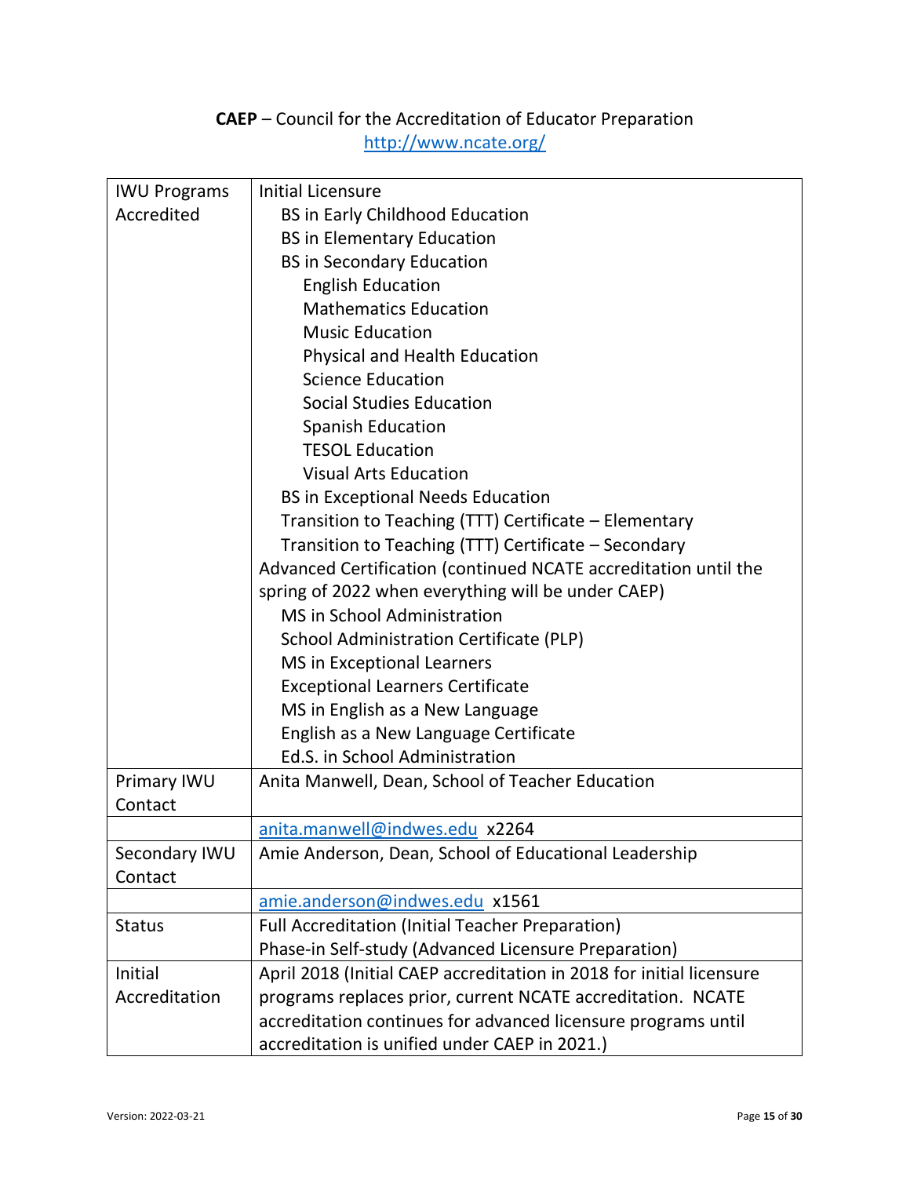**CAEP** – Council for the Accreditation of Educator Preparation
http://www.ncate.org/

| | |
|---|---|
| IWU Programs Accredited | Initial Licensure<br>BS in Early Childhood Education<br>BS in Elementary Education<br>BS in Secondary Education<br>English Education<br>Mathematics Education<br>Music Education<br>Physical and Health Education<br>Science Education<br>Social Studies Education<br>Spanish Education<br>TESOL Education<br>Visual Arts Education<br>BS in Exceptional Needs Education<br>Transition to Teaching (TTT) Certificate – Elementary<br>Transition to Teaching (TTT) Certificate – Secondary<br>Advanced Certification (continued NCATE accreditation until the spring of 2022 when everything will be under CAEP)<br>MS in School Administration<br>School Administration Certificate (PLP)<br>MS in Exceptional Learners<br>Exceptional Learners Certificate<br>MS in English as a New Language<br>English as a New Language Certificate<br>Ed.S. in School Administration |
| Primary IWU Contact | Anita Manwell, Dean, School of Teacher Education |
| | anita.manwell@indwes.edu x2264 |
| Secondary IWU Contact | Amie Anderson, Dean, School of Educational Leadership |
| | amie.anderson@indwes.edu x1561 |
| Status | Full Accreditation (Initial Teacher Preparation)<br>Phase-in Self-study (Advanced Licensure Preparation) |
| Initial Accreditation | April 2018 (Initial CAEP accreditation in 2018 for initial licensure programs replaces prior, current NCATE accreditation. NCATE accreditation continues for advanced licensure programs until accreditation is unified under CAEP in 2021.) |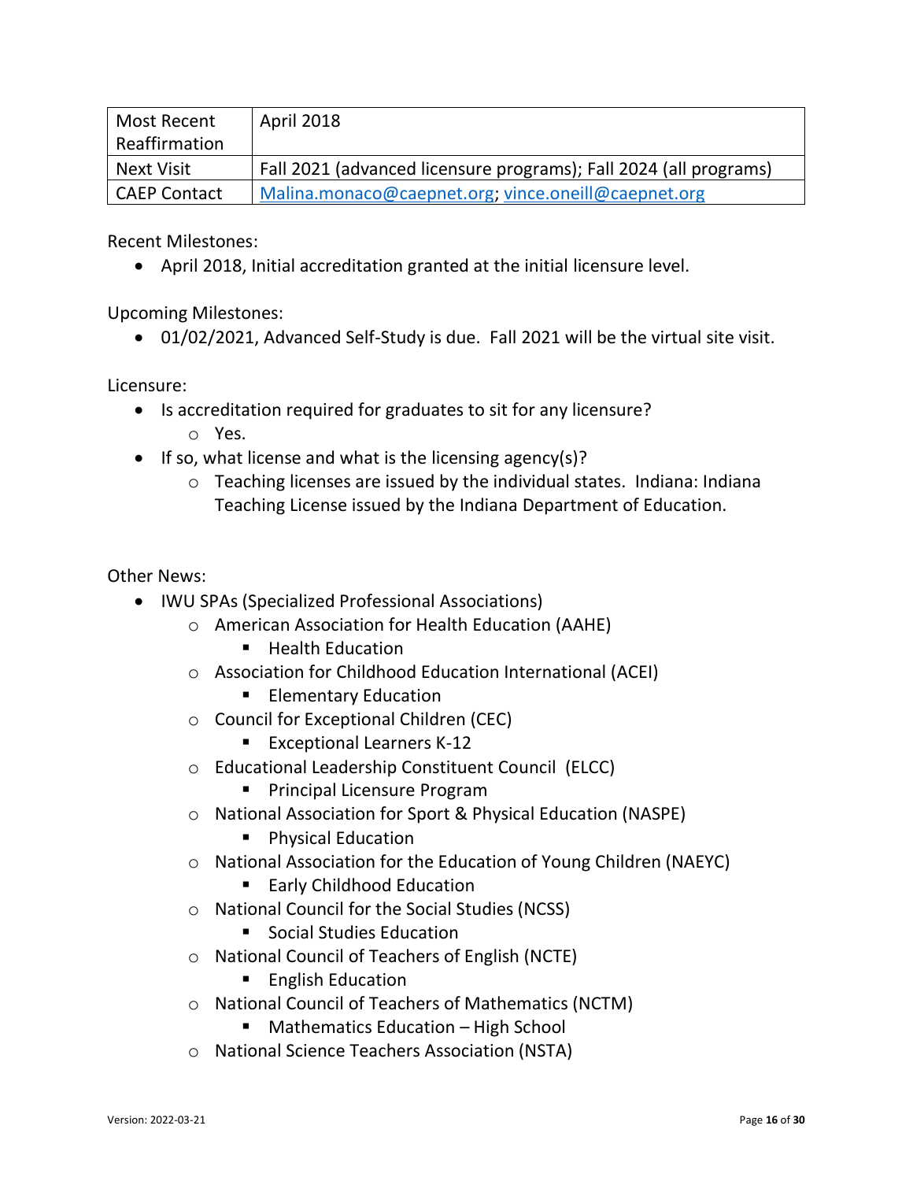| Most Recent Reaffirmation | April 2018 |
| --- | --- |
| Next Visit | Fall 2021 (advanced licensure programs); Fall 2024 (all programs) |
| CAEP Contact | Malina.monaco@caepnet.org; vince.oneill@caepnet.org |

Recent Milestones:

- April 2018, Initial accreditation granted at the initial licensure level.

Upcoming Milestones:

- 01/02/2021, Advanced Self-Study is due. Fall 2021 will be the virtual site visit.

Licensure:

- Is accreditation required for graduates to sit for any licensure?
  - Yes.
- If so, what license and what is the licensing agency(s)?
  - Teaching licenses are issued by the individual states. Indiana: Indiana Teaching License issued by the Indiana Department of Education.

Other News:

- IWU SPAs (Specialized Professional Associations)
  - American Association for Health Education (AAHE)
    - Health Education
  - Association for Childhood Education International (ACEI)
    - Elementary Education
  - Council for Exceptional Children (CEC)
    - Exceptional Learners K-12
  - Educational Leadership Constituent Council (ELCC)
    - Principal Licensure Program
  - National Association for Sport & Physical Education (NASPE)
    - Physical Education
  - National Association for the Education of Young Children (NAEYC)
    - Early Childhood Education
  - National Council for the Social Studies (NCSS)
    - Social Studies Education
  - National Council of Teachers of English (NCTE)
    - English Education
  - National Council of Teachers of Mathematics (NCTM)
    - Mathematics Education – High School
  - National Science Teachers Association (NSTA)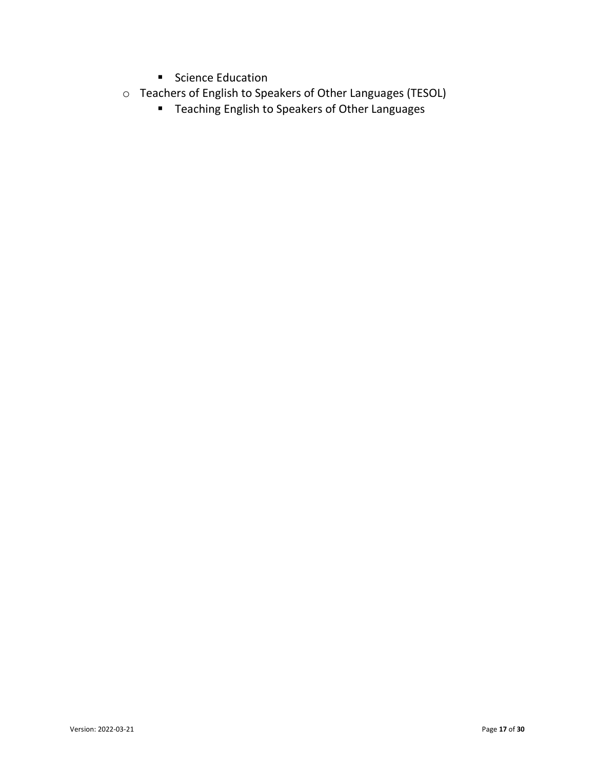- Science Education
    - Teachers of English to Speakers of Other Languages (TESOL)
        - Teaching English to Speakers of Other Languages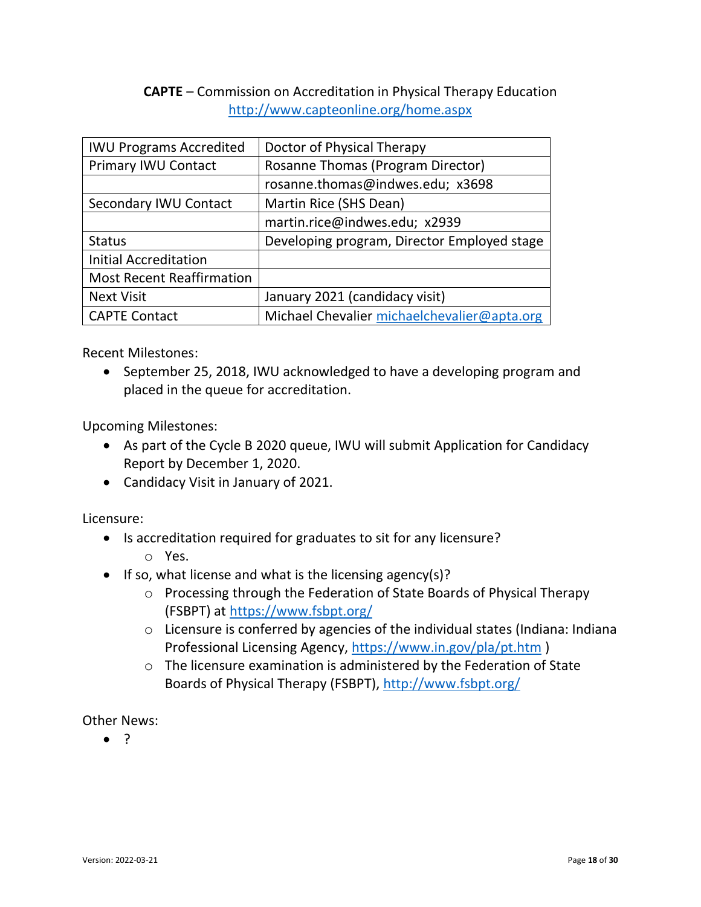**CAPTE** – Commission on Accreditation in Physical Therapy Education
http://www.capteonline.org/home.aspx

| IWU Programs Accredited | Doctor of Physical Therapy |
|---|---|
| Primary IWU Contact | Rosanne Thomas (Program Director) |
| | rosanne.thomas@indwes.edu; x3698 |
| Secondary IWU Contact | Martin Rice (SHS Dean) |
| | martin.rice@indwes.edu; x2939 |
| Status | Developing program, Director Employed stage |
| Initial Accreditation | |
| Most Recent Reaffirmation | |
| Next Visit | January 2021 (candidacy visit) |
| CAPTE Contact | Michael Chevalier michaelchevalier@apta.org |

Recent Milestones:

- September 25, 2018, IWU acknowledged to have a developing program and placed in the queue for accreditation.

Upcoming Milestones:

- As part of the Cycle B 2020 queue, IWU will submit Application for Candidacy Report by December 1, 2020.
- Candidacy Visit in January of 2021.

Licensure:

- Is accreditation required for graduates to sit for any licensure?
  - Yes.
- If so, what license and what is the licensing agency(s)?
  - Processing through the Federation of State Boards of Physical Therapy (FSBPT) at https://www.fsbpt.org/
  - Licensure is conferred by agencies of the individual states (Indiana: Indiana Professional Licensing Agency, https://www.in.gov/pla/pt.htm )
  - The licensure examination is administered by the Federation of State Boards of Physical Therapy (FSBPT), http://www.fsbpt.org/

Other News:

- ?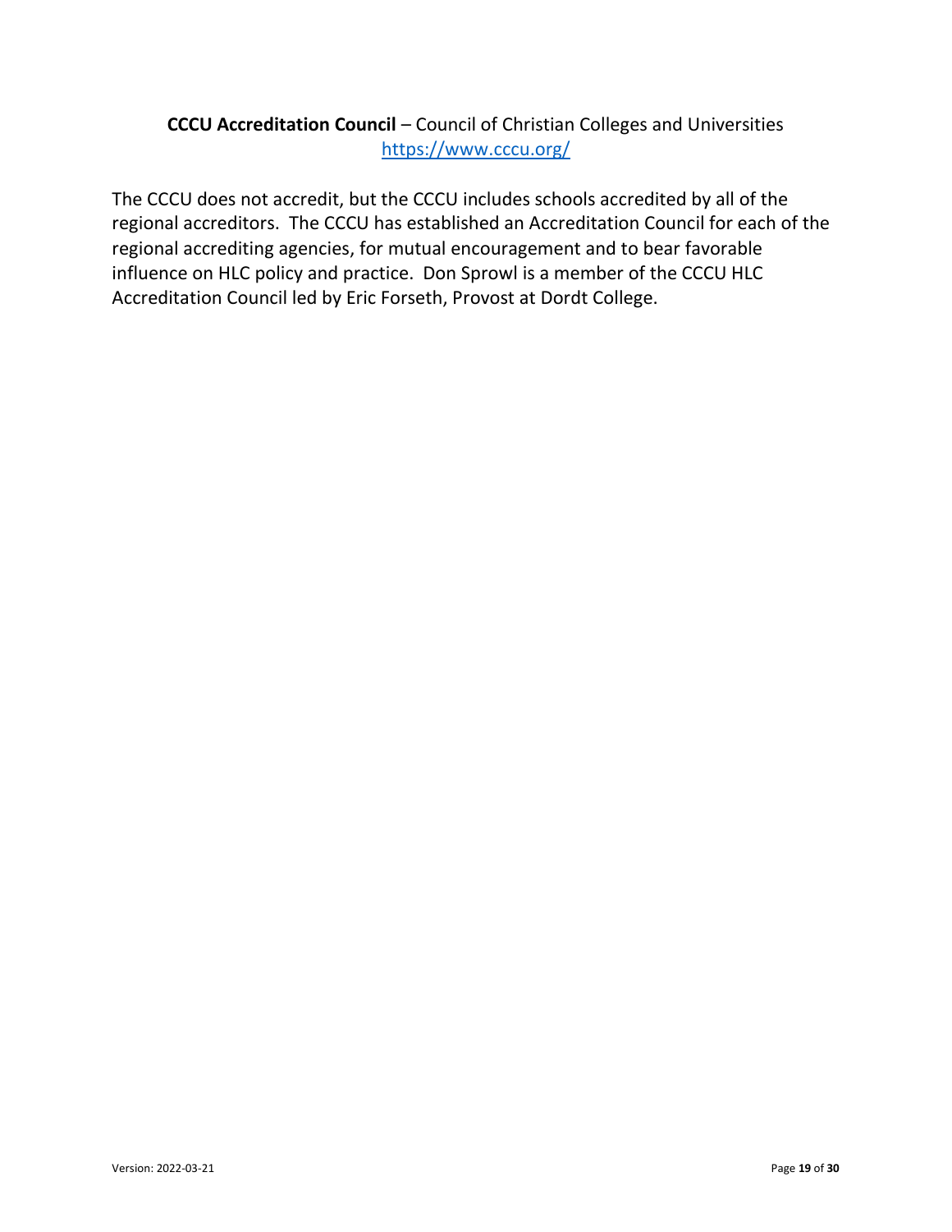**CCCU Accreditation Council** – Council of Christian Colleges and Universities
https://www.cccu.org/

The CCCU does not accredit, but the CCCU includes schools accredited by all of the regional accreditors. The CCCU has established an Accreditation Council for each of the regional accrediting agencies, for mutual encouragement and to bear favorable influence on HLC policy and practice. Don Sprowl is a member of the CCCU HLC Accreditation Council led by Eric Forseth, Provost at Dordt College.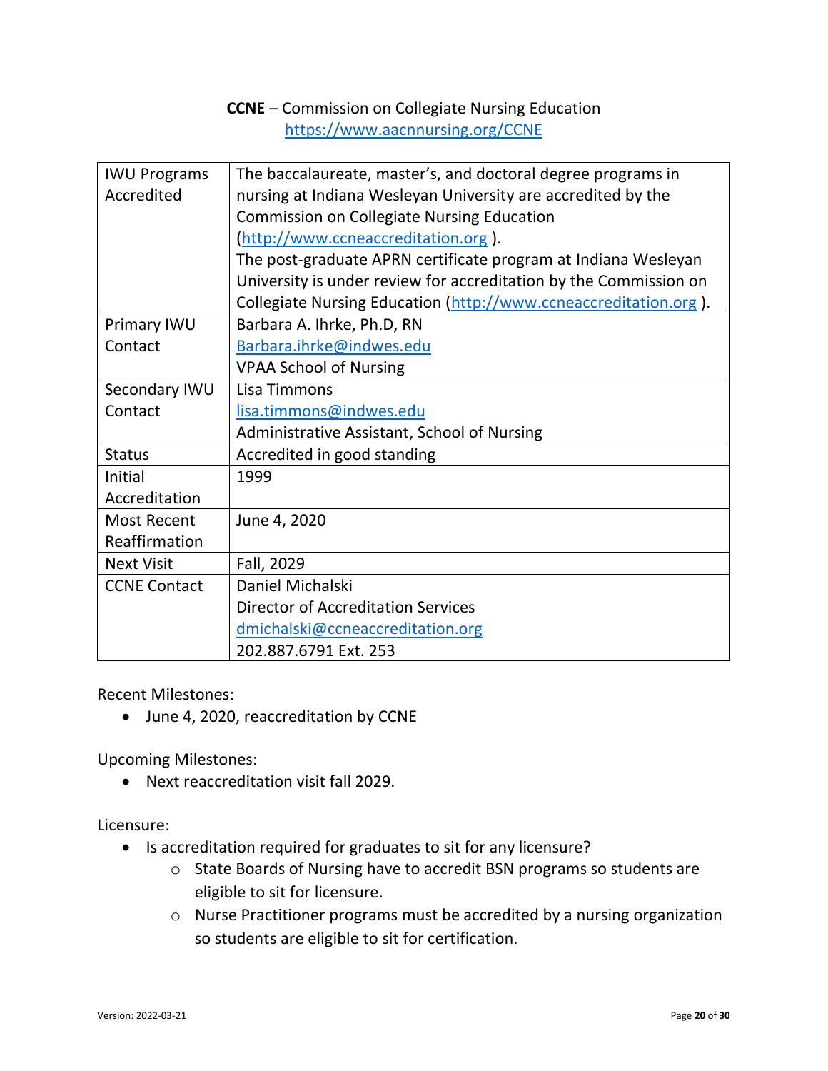**CCNE** – Commission on Collegiate Nursing Education
https://www.aacnnursing.org/CCNE

| IWU Programs Accredited | The baccalaureate, master's, and doctoral degree programs in nursing at Indiana Wesleyan University are accredited by the Commission on Collegiate Nursing Education (http://www.ccneaccreditation.org ).<br>The post-graduate APRN certificate program at Indiana Wesleyan University is under review for accreditation by the Commission on Collegiate Nursing Education (http://www.ccneaccreditation.org ). |
|---|---|
| Primary IWU Contact | Barbara A. Ihrke, Ph.D, RN<br>Barbara.ihrke@indwes.edu<br>VPAA School of Nursing |
| Secondary IWU Contact | Lisa Timmons<br>lisa.timmons@indwes.edu<br>Administrative Assistant, School of Nursing |
| Status | Accredited in good standing |
| Initial Accreditation | 1999 |
| Most Recent Reaffirmation | June 4, 2020 |
| Next Visit | Fall, 2029 |
| CCNE Contact | Daniel Michalski<br>Director of Accreditation Services<br>dmichalski@ccneaccreditation.org<br>202.887.6791 Ext. 253 |

Recent Milestones:

- June 4, 2020, reaccreditation by CCNE

Upcoming Milestones:

- Next reaccreditation visit fall 2029.

Licensure:

- Is accreditation required for graduates to sit for any licensure?
  - State Boards of Nursing have to accredit BSN programs so students are eligible to sit for licensure.
  - Nurse Practitioner programs must be accredited by a nursing organization so students are eligible to sit for certification.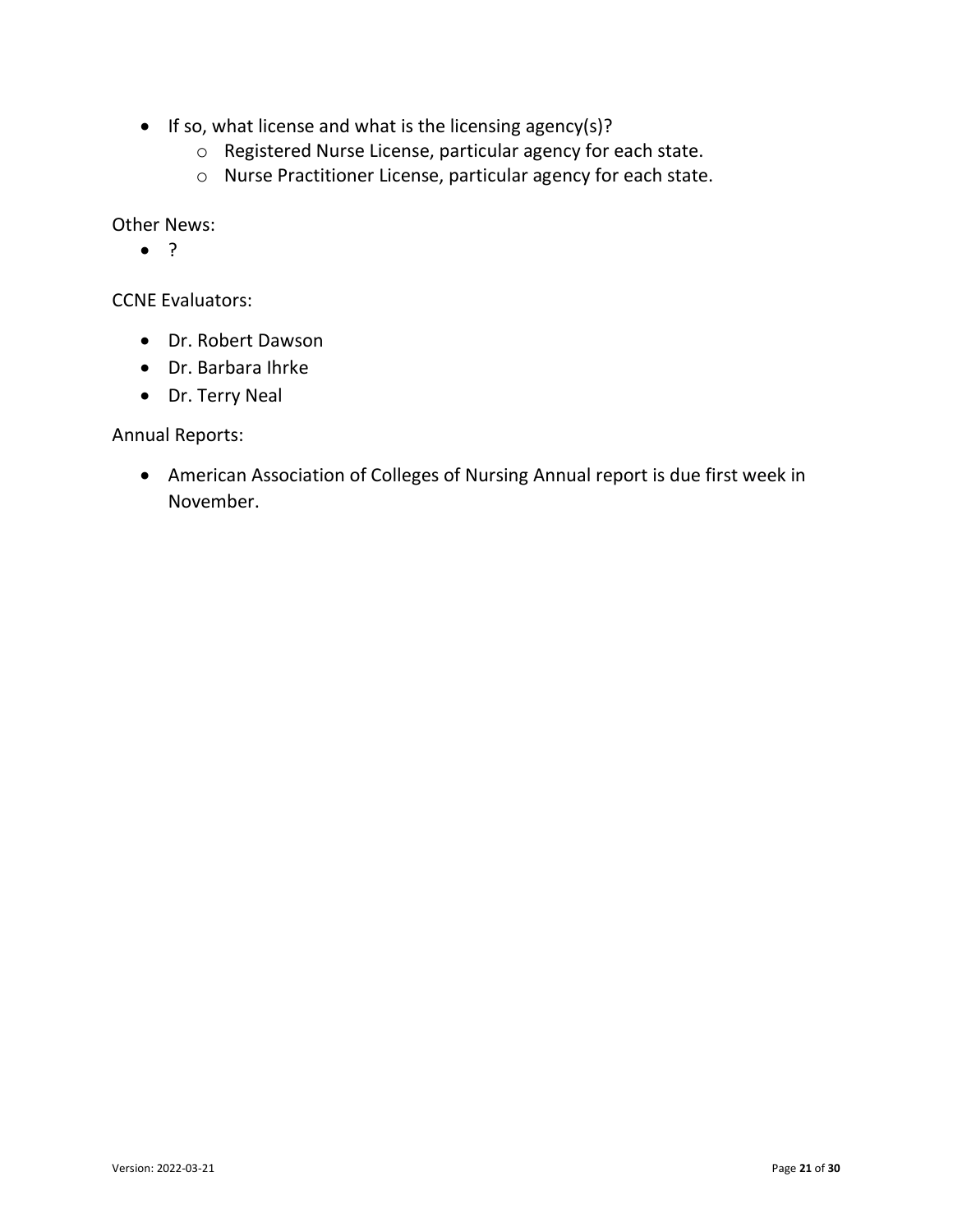- If so, what license and what is the licensing agency(s)?
  - Registered Nurse License, particular agency for each state.
  - Nurse Practitioner License, particular agency for each state.

Other News:

- ?

CCNE Evaluators:

- Dr. Robert Dawson
- Dr. Barbara Ihrke
- Dr. Terry Neal

Annual Reports:

- American Association of Colleges of Nursing Annual report is due first week in November.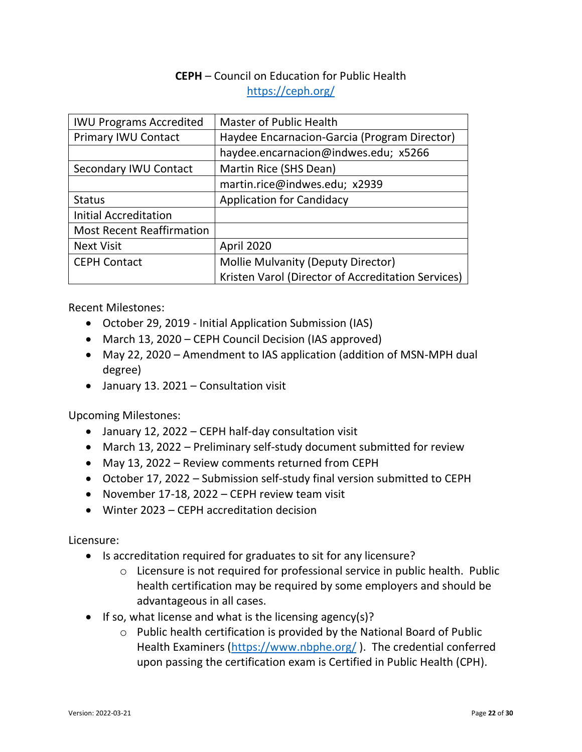**CEPH** – Council on Education for Public Health
https://ceph.org/

| IWU Programs Accredited | Master of Public Health |
|---|---|
| Primary IWU Contact | Haydee Encarnacion-Garcia (Program Director) |
| | haydee.encarnacion@indwes.edu; x5266 |
| Secondary IWU Contact | Martin Rice (SHS Dean) |
| | martin.rice@indwes.edu; x2939 |
| Status | Application for Candidacy |
| Initial Accreditation | |
| Most Recent Reaffirmation | |
| Next Visit | April 2020 |
| CEPH Contact | Mollie Mulvanity (Deputy Director)<br>Kristen Varol (Director of Accreditation Services) |

Recent Milestones:

- October 29, 2019 - Initial Application Submission (IAS)
- March 13, 2020 – CEPH Council Decision (IAS approved)
- May 22, 2020 – Amendment to IAS application (addition of MSN-MPH dual degree)
- January 13. 2021 – Consultation visit

Upcoming Milestones:

- January 12, 2022 – CEPH half-day consultation visit
- March 13, 2022 – Preliminary self-study document submitted for review
- May 13, 2022 – Review comments returned from CEPH
- October 17, 2022 – Submission self-study final version submitted to CEPH
- November 17-18, 2022 – CEPH review team visit
- Winter 2023 – CEPH accreditation decision

Licensure:

- Is accreditation required for graduates to sit for any licensure?
  - Licensure is not required for professional service in public health. Public health certification may be required by some employers and should be advantageous in all cases.
- If so, what license and what is the licensing agency(s)?
  - Public health certification is provided by the National Board of Public Health Examiners (https://www.nbphe.org/ ). The credential conferred upon passing the certification exam is Certified in Public Health (CPH).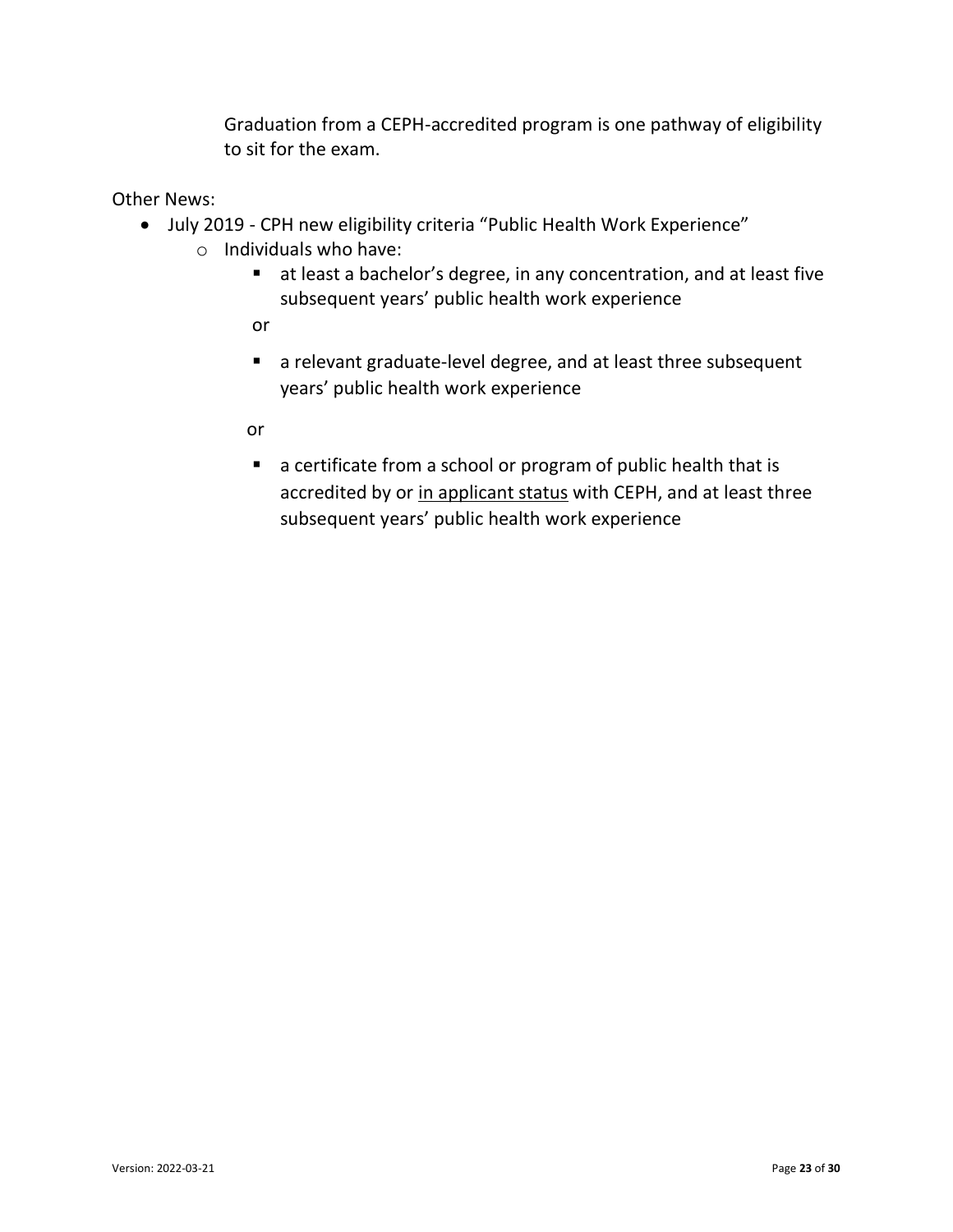Graduation from a CEPH-accredited program is one pathway of eligibility to sit for the exam.

Other News:

- July 2019 - CPH new eligibility criteria "Public Health Work Experience"
  - Individuals who have:
    - at least a bachelor's degree, in any concentration, and at least five subsequent years' public health work experience

      or

    - a relevant graduate-level degree, and at least three subsequent years' public health work experience

      or

    - a certificate from a school or program of public health that is accredited by or in applicant status with CEPH, and at least three subsequent years' public health work experience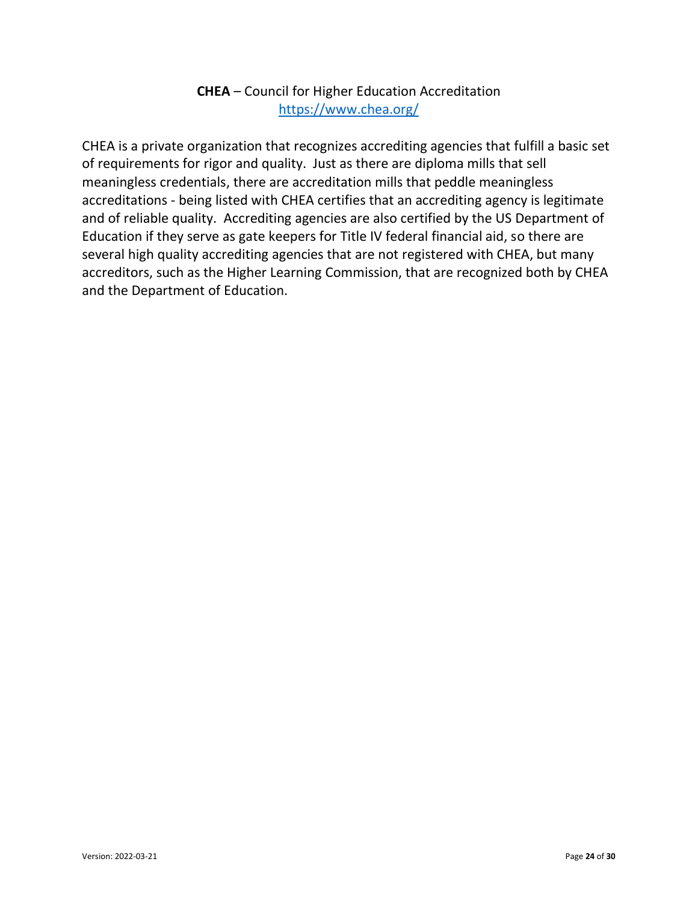**CHEA** – Council for Higher Education Accreditation
https://www.chea.org/

CHEA is a private organization that recognizes accrediting agencies that fulfill a basic set of requirements for rigor and quality. Just as there are diploma mills that sell meaningless credentials, there are accreditation mills that peddle meaningless accreditations - being listed with CHEA certifies that an accrediting agency is legitimate and of reliable quality. Accrediting agencies are also certified by the US Department of Education if they serve as gate keepers for Title IV federal financial aid, so there are several high quality accrediting agencies that are not registered with CHEA, but many accreditors, such as the Higher Learning Commission, that are recognized both by CHEA and the Department of Education.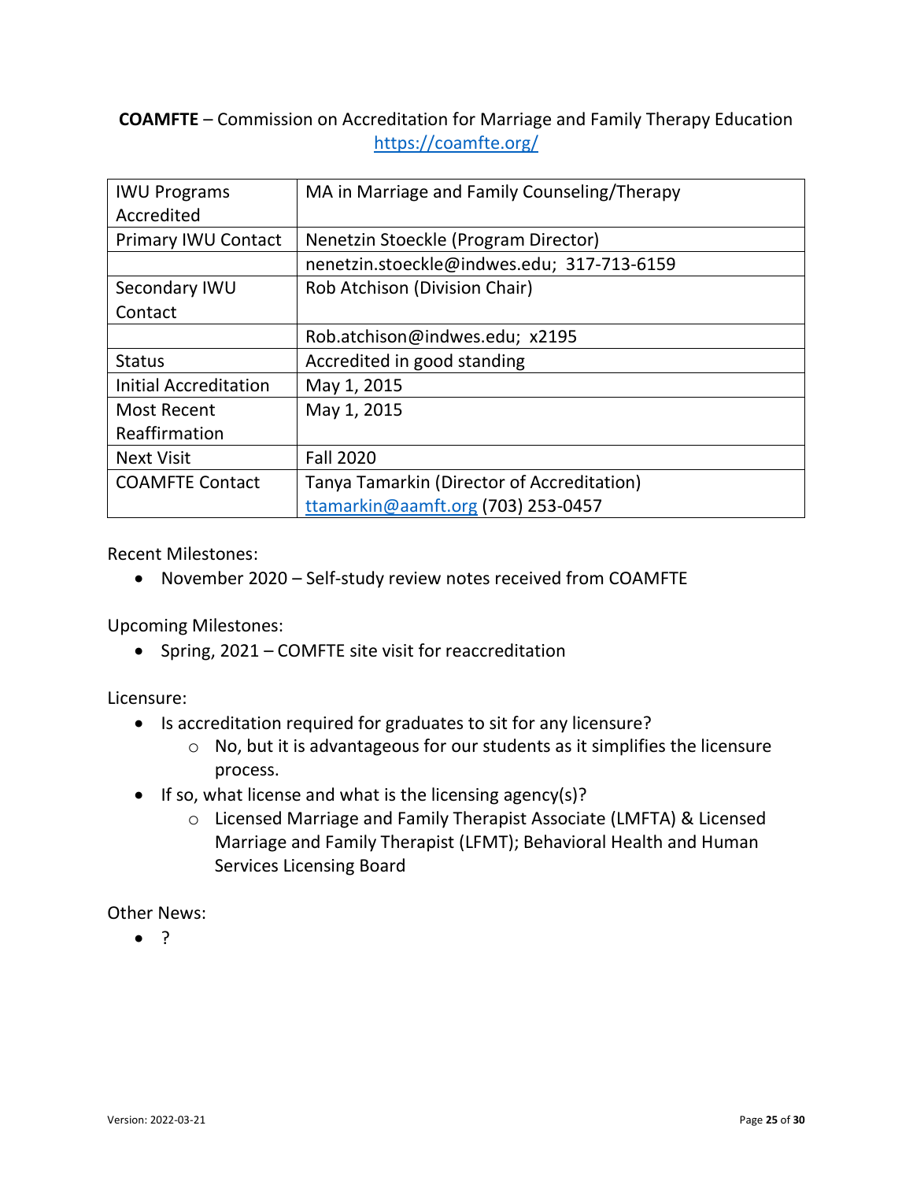**COAMFTE** – Commission on Accreditation for Marriage and Family Therapy Education
https://coamfte.org/

| IWU Programs Accredited | MA in Marriage and Family Counseling/Therapy |
|---|---|
| Primary IWU Contact | Nenetzin Stoeckle (Program Director) |
| | nenetzin.stoeckle@indwes.edu;  317-713-6159 |
| Secondary IWU Contact | Rob Atchison (Division Chair) |
| | Rob.atchison@indwes.edu;  x2195 |
| Status | Accredited in good standing |
| Initial Accreditation | May 1, 2015 |
| Most Recent Reaffirmation | May 1, 2015 |
| Next Visit | Fall 2020 |
| COAMFTE Contact | Tanya Tamarkin (Director of Accreditation) ttamarkin@aamft.org (703) 253-0457 |

Recent Milestones:

- November 2020 – Self-study review notes received from COAMFTE

Upcoming Milestones:

- Spring, 2021 – COMFTE site visit for reaccreditation

Licensure:

- Is accreditation required for graduates to sit for any licensure?
    - No, but it is advantageous for our students as it simplifies the licensure process.
- If so, what license and what is the licensing agency(s)?
    - Licensed Marriage and Family Therapist Associate (LMFTA) & Licensed Marriage and Family Therapist (LFMT); Behavioral Health and Human Services Licensing Board

Other News:

- ?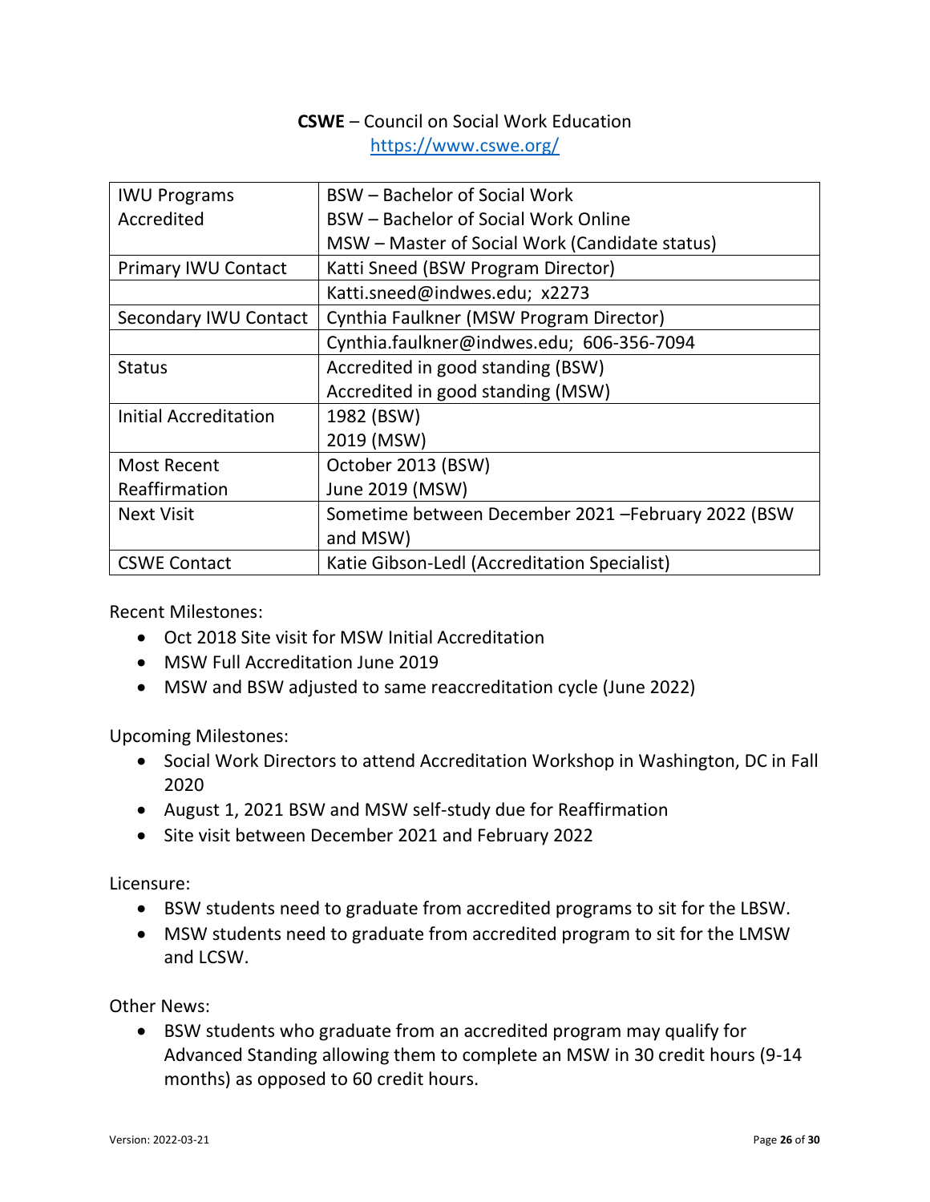**CSWE** – Council on Social Work Education
https://www.cswe.org/

| | |
|---|---|
| IWU Programs Accredited | BSW – Bachelor of Social Work<br>BSW – Bachelor of Social Work Online<br>MSW – Master of Social Work (Candidate status) |
| Primary IWU Contact | Katti Sneed (BSW Program Director) |
| | Katti.sneed@indwes.edu; x2273 |
| Secondary IWU Contact | Cynthia Faulkner (MSW Program Director) |
| | Cynthia.faulkner@indwes.edu; 606-356-7094 |
| Status | Accredited in good standing (BSW)<br>Accredited in good standing (MSW) |
| Initial Accreditation | 1982 (BSW)<br>2019 (MSW) |
| Most Recent Reaffirmation | October 2013 (BSW)<br>June 2019 (MSW) |
| Next Visit | Sometime between December 2021 –February 2022 (BSW and MSW) |
| CSWE Contact | Katie Gibson-Ledl (Accreditation Specialist) |

Recent Milestones:

- Oct 2018 Site visit for MSW Initial Accreditation
- MSW Full Accreditation June 2019
- MSW and BSW adjusted to same reaccreditation cycle (June 2022)

Upcoming Milestones:

- Social Work Directors to attend Accreditation Workshop in Washington, DC in Fall 2020
- August 1, 2021 BSW and MSW self-study due for Reaffirmation
- Site visit between December 2021 and February 2022

Licensure:

- BSW students need to graduate from accredited programs to sit for the LBSW.
- MSW students need to graduate from accredited program to sit for the LMSW and LCSW.

Other News:

- BSW students who graduate from an accredited program may qualify for Advanced Standing allowing them to complete an MSW in 30 credit hours (9-14 months) as opposed to 60 credit hours.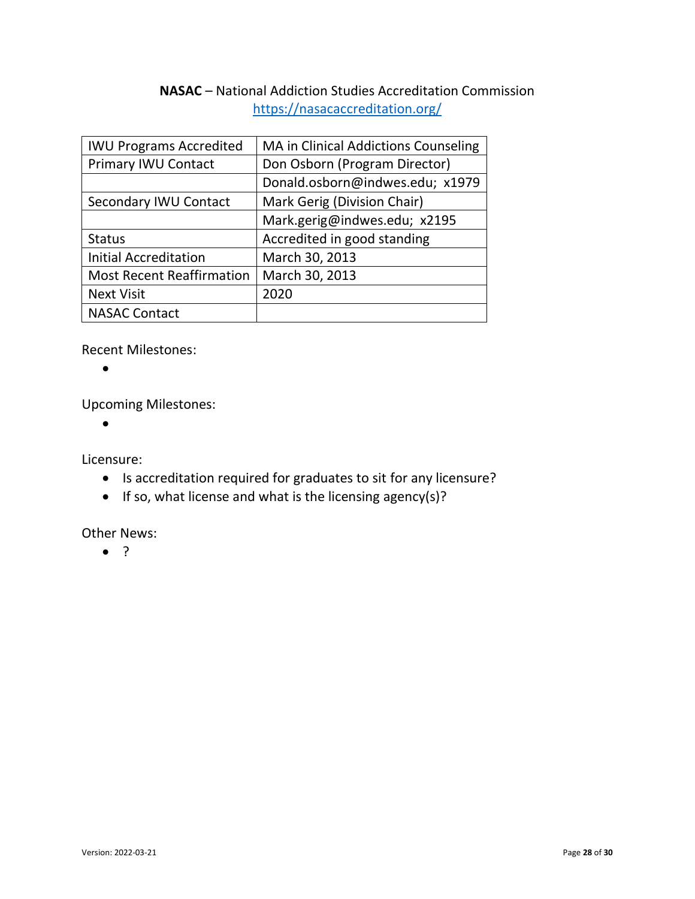**NASAC** – National Addiction Studies Accreditation Commission
https://nasacaccreditation.org/

| IWU Programs Accredited | MA in Clinical Addictions Counseling |
| --- | --- |
| Primary IWU Contact | Don Osborn (Program Director) |
| | Donald.osborn@indwes.edu;  x1979 |
| Secondary IWU Contact | Mark Gerig (Division Chair) |
| | Mark.gerig@indwes.edu;  x2195 |
| Status | Accredited in good standing |
| Initial Accreditation | March 30, 2013 |
| Most Recent Reaffirmation | March 30, 2013 |
| Next Visit | 2020 |
| NASAC Contact | |

Recent Milestones:

- 

Upcoming Milestones:

- 

Licensure:

- Is accreditation required for graduates to sit for any licensure?
- If so, what license and what is the licensing agency(s)?

Other News:

- ?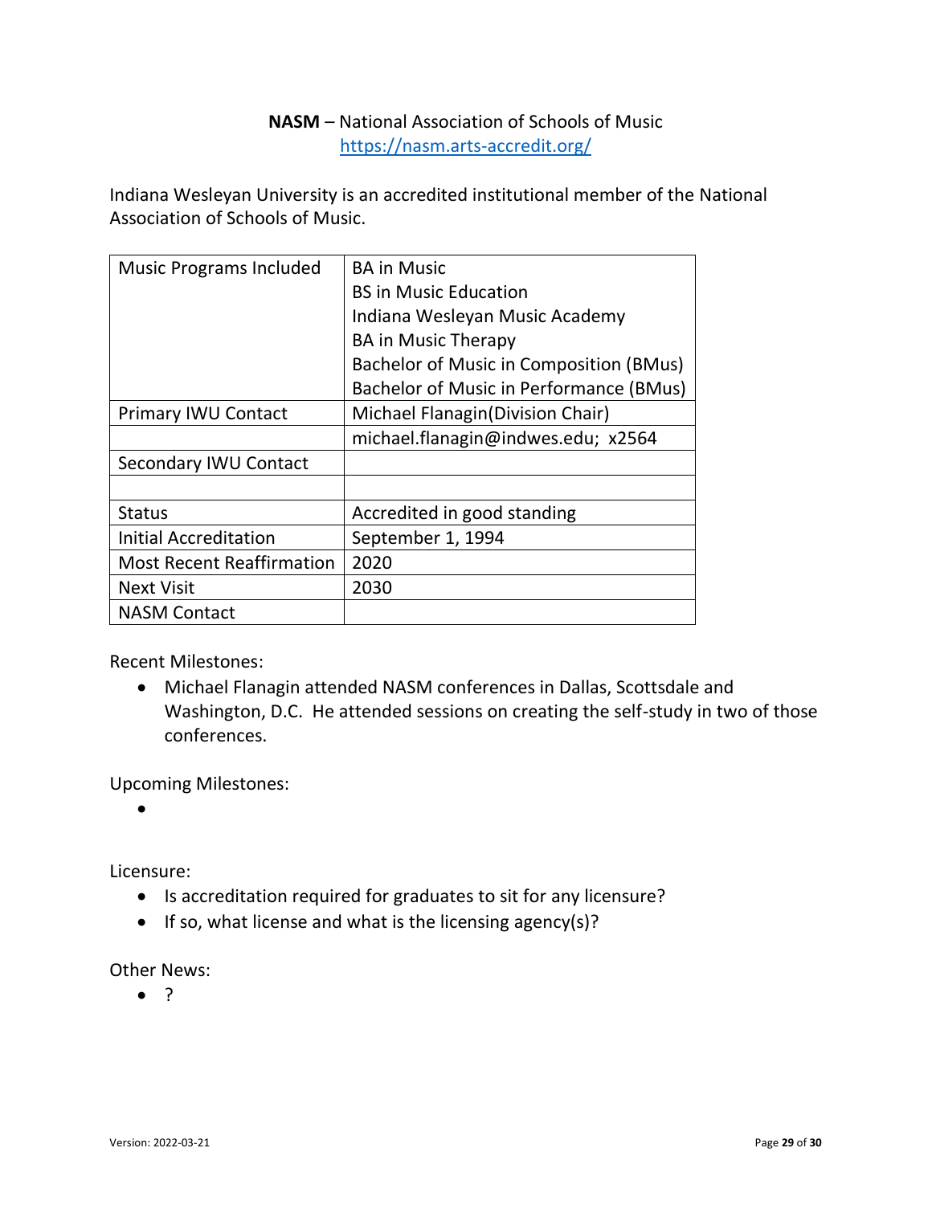**NASM** – National Association of Schools of Music
https://nasm.arts-accredit.org/

Indiana Wesleyan University is an accredited institutional member of the National Association of Schools of Music.

| Music Programs Included | BA in Music<br>BS in Music Education<br>Indiana Wesleyan Music Academy<br>BA in Music Therapy<br>Bachelor of Music in Composition (BMus)<br>Bachelor of Music in Performance (BMus) |
|---|---|
| Primary IWU Contact | Michael Flanagin(Division Chair) |
| | michael.flanagin@indwes.edu; x2564 |
| Secondary IWU Contact | |
| | |
| Status | Accredited in good standing |
| Initial Accreditation | September 1, 1994 |
| Most Recent Reaffirmation | 2020 |
| Next Visit | 2030 |
| NASM Contact | |

Recent Milestones:

- Michael Flanagin attended NASM conferences in Dallas, Scottsdale and Washington, D.C. He attended sessions on creating the self-study in two of those conferences.

Upcoming Milestones:

- 

Licensure:

- Is accreditation required for graduates to sit for any licensure?
- If so, what license and what is the licensing agency(s)?

Other News:

- ?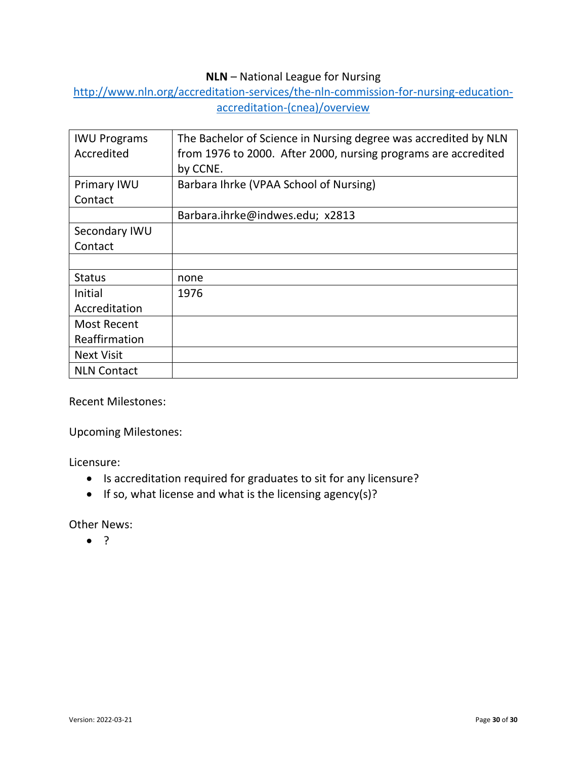**NLN** – National League for Nursing

http://www.nln.org/accreditation-services/the-nln-commission-for-nursing-education-accreditation-(cnea)/overview

| | |
|---|---|
| IWU Programs Accredited | The Bachelor of Science in Nursing degree was accredited by NLN from 1976 to 2000. After 2000, nursing programs are accredited by CCNE. |
| Primary IWU Contact | Barbara Ihrke (VPAA School of Nursing) |
| | Barbara.ihrke@indwes.edu; x2813 |
| Secondary IWU Contact | |
| | |
| Status | none |
| Initial Accreditation | 1976 |
| Most Recent Reaffirmation | |
| Next Visit | |
| NLN Contact | |

Recent Milestones:

Upcoming Milestones:

Licensure:

- Is accreditation required for graduates to sit for any licensure?
- If so, what license and what is the licensing agency(s)?

Other News:

- ?

Version: 2022-03-21